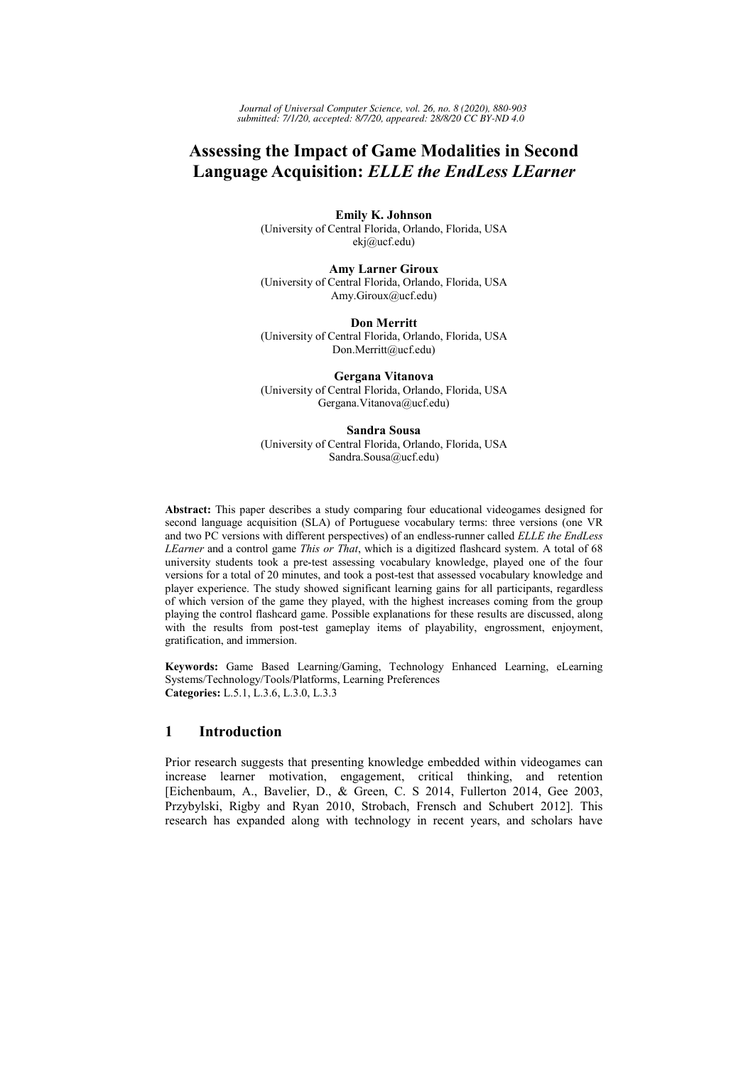*Journal of Universal Computer Science, vol. 26, no. 8 (2020), 880-903*
*submitted: 7/1/20, accepted: 8/7/20, appeared: 28/8/20 CC BY-ND 4.0*

# Assessing the Impact of Game Modalities in Second Language Acquisition: *ELLE the EndLess LEarner*

**Emily K. Johnson**
(University of Central Florida, Orlando, Florida, USA
ekj@ucf.edu)

**Amy Larner Giroux**
(University of Central Florida, Orlando, Florida, USA
Amy.Giroux@ucf.edu)

**Don Merritt**
(University of Central Florida, Orlando, Florida, USA
Don.Merritt@ucf.edu)

**Gergana Vitanova**
(University of Central Florida, Orlando, Florida, USA
Gergana.Vitanova@ucf.edu)

**Sandra Sousa**
(University of Central Florida, Orlando, Florida, USA
Sandra.Sousa@ucf.edu)

**Abstract:** This paper describes a study comparing four educational videogames designed for second language acquisition (SLA) of Portuguese vocabulary terms: three versions (one VR and two PC versions with different perspectives) of an endless-runner called *ELLE the EndLess LEarner* and a control game *This or That*, which is a digitized flashcard system. A total of 68 university students took a pre-test assessing vocabulary knowledge, played one of the four versions for a total of 20 minutes, and took a post-test that assessed vocabulary knowledge and player experience. The study showed significant learning gains for all participants, regardless of which version of the game they played, with the highest increases coming from the group playing the control flashcard game. Possible explanations for these results are discussed, along with the results from post-test gameplay items of playability, engrossment, enjoyment, gratification, and immersion.

**Keywords:** Game Based Learning/Gaming, Technology Enhanced Learning, eLearning Systems/Technology/Tools/Platforms, Learning Preferences
**Categories:** L.5.1, L.3.6, L.3.0, L.3.3

## 1 Introduction

Prior research suggests that presenting knowledge embedded within videogames can increase learner motivation, engagement, critical thinking, and retention [Eichenbaum, A., Bavelier, D., & Green, C. S 2014, Fullerton 2014, Gee 2003, Przybylski, Rigby and Ryan 2010, Strobach, Frensch and Schubert 2012]. This research has expanded along with technology in recent years, and scholars have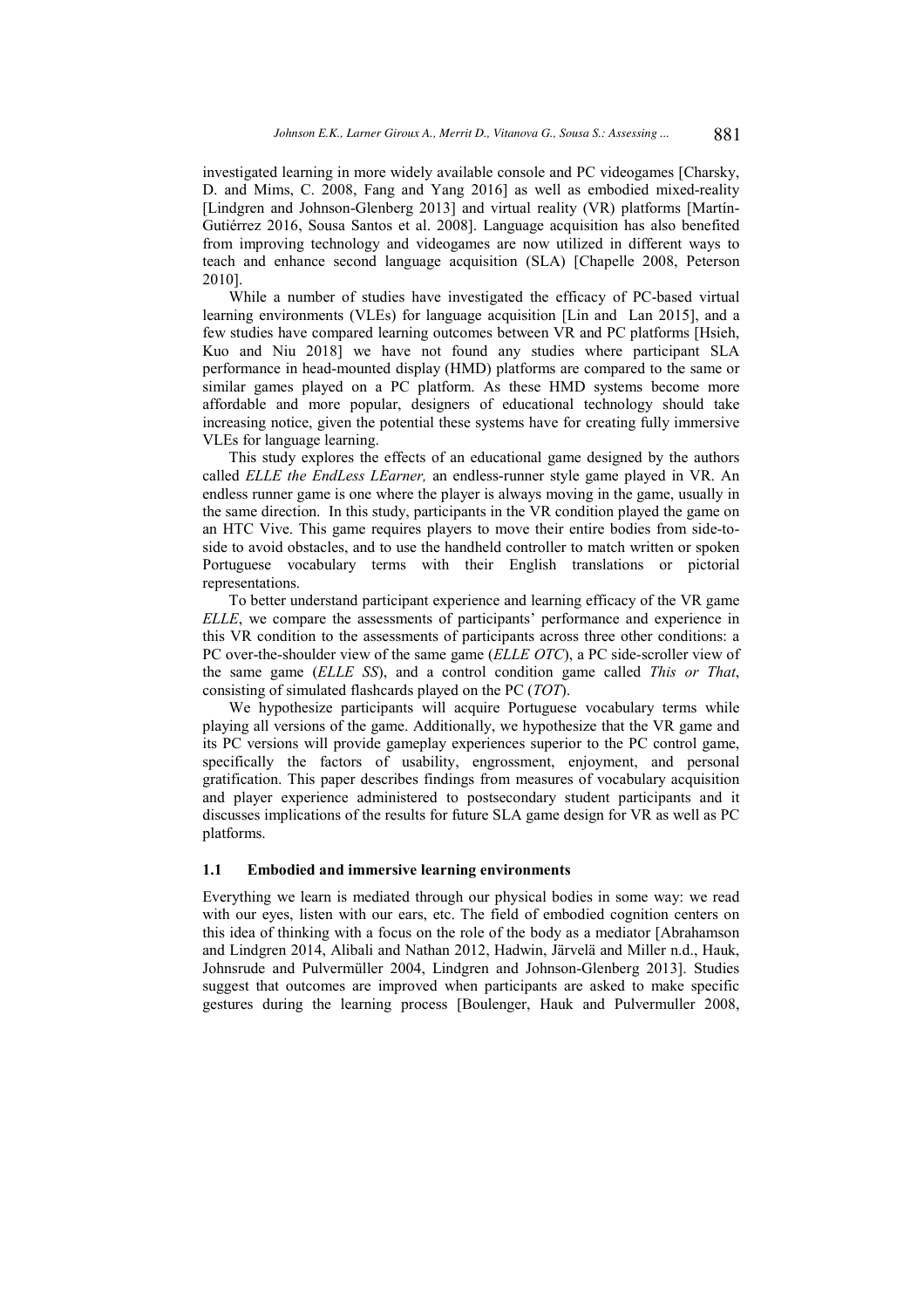investigated learning in more widely available console and PC videogames [Charsky, D. and Mims, C. 2008, Fang and Yang 2016] as well as embodied mixed-reality [Lindgren and Johnson-Glenberg 2013] and virtual reality (VR) platforms [Martín-Gutiérrez 2016, Sousa Santos et al. 2008]. Language acquisition has also benefited from improving technology and videogames are now utilized in different ways to teach and enhance second language acquisition (SLA) [Chapelle 2008, Peterson 2010].

While a number of studies have investigated the efficacy of PC-based virtual learning environments (VLEs) for language acquisition [Lin and Lan 2015], and a few studies have compared learning outcomes between VR and PC platforms [Hsieh, Kuo and Niu 2018] we have not found any studies where participant SLA performance in head-mounted display (HMD) platforms are compared to the same or similar games played on a PC platform. As these HMD systems become more affordable and more popular, designers of educational technology should take increasing notice, given the potential these systems have for creating fully immersive VLEs for language learning.

This study explores the effects of an educational game designed by the authors called *ELLE the EndLess LEarner,* an endless-runner style game played in VR. An endless runner game is one where the player is always moving in the game, usually in the same direction. In this study, participants in the VR condition played the game on an HTC Vive. This game requires players to move their entire bodies from side-to-side to avoid obstacles, and to use the handheld controller to match written or spoken Portuguese vocabulary terms with their English translations or pictorial representations.

To better understand participant experience and learning efficacy of the VR game *ELLE*, we compare the assessments of participants' performance and experience in this VR condition to the assessments of participants across three other conditions: a PC over-the-shoulder view of the same game (*ELLE OTC*), a PC side-scroller view of the same game (*ELLE SS*), and a control condition game called *This or That*, consisting of simulated flashcards played on the PC (*TOT*).

We hypothesize participants will acquire Portuguese vocabulary terms while playing all versions of the game. Additionally, we hypothesize that the VR game and its PC versions will provide gameplay experiences superior to the PC control game, specifically the factors of usability, engrossment, enjoyment, and personal gratification. This paper describes findings from measures of vocabulary acquisition and player experience administered to postsecondary student participants and it discusses implications of the results for future SLA game design for VR as well as PC platforms.

### 1.1 Embodied and immersive learning environments

Everything we learn is mediated through our physical bodies in some way: we read with our eyes, listen with our ears, etc. The field of embodied cognition centers on this idea of thinking with a focus on the role of the body as a mediator [Abrahamson and Lindgren 2014, Alibali and Nathan 2012, Hadwin, Järvelä and Miller n.d., Hauk, Johnsrude and Pulvermüller 2004, Lindgren and Johnson-Glenberg 2013]. Studies suggest that outcomes are improved when participants are asked to make specific gestures during the learning process [Boulenger, Hauk and Pulvermuller 2008,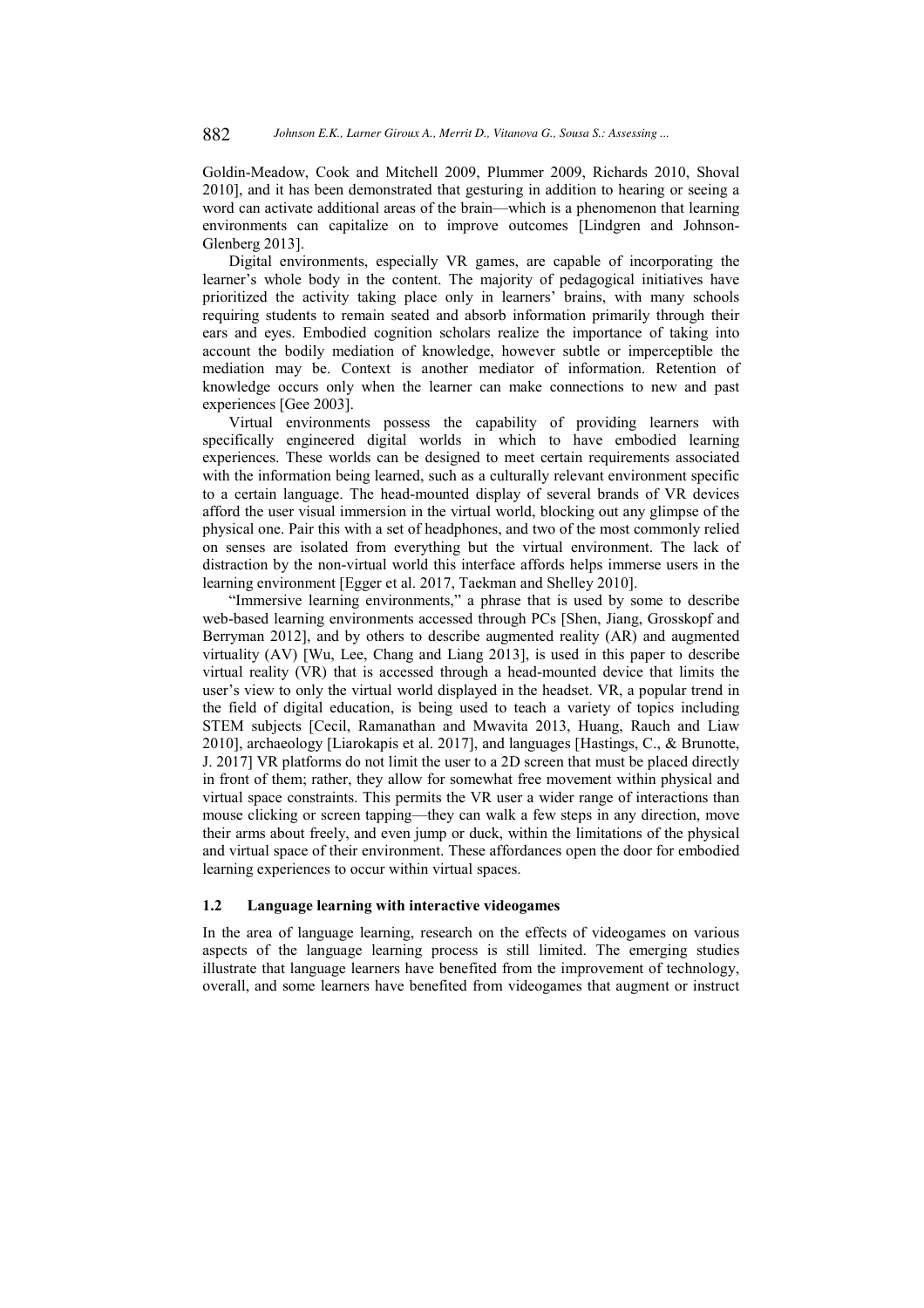Goldin-Meadow, Cook and Mitchell 2009, Plummer 2009, Richards 2010, Shoval 2010], and it has been demonstrated that gesturing in addition to hearing or seeing a word can activate additional areas of the brain—which is a phenomenon that learning environments can capitalize on to improve outcomes [Lindgren and Johnson-Glenberg 2013].

Digital environments, especially VR games, are capable of incorporating the learner's whole body in the content. The majority of pedagogical initiatives have prioritized the activity taking place only in learners' brains, with many schools requiring students to remain seated and absorb information primarily through their ears and eyes. Embodied cognition scholars realize the importance of taking into account the bodily mediation of knowledge, however subtle or imperceptible the mediation may be. Context is another mediator of information. Retention of knowledge occurs only when the learner can make connections to new and past experiences [Gee 2003].

Virtual environments possess the capability of providing learners with specifically engineered digital worlds in which to have embodied learning experiences. These worlds can be designed to meet certain requirements associated with the information being learned, such as a culturally relevant environment specific to a certain language. The head-mounted display of several brands of VR devices afford the user visual immersion in the virtual world, blocking out any glimpse of the physical one. Pair this with a set of headphones, and two of the most commonly relied on senses are isolated from everything but the virtual environment. The lack of distraction by the non-virtual world this interface affords helps immerse users in the learning environment [Egger et al. 2017, Taekman and Shelley 2010].

"Immersive learning environments," a phrase that is used by some to describe web-based learning environments accessed through PCs [Shen, Jiang, Grosskopf and Berryman 2012], and by others to describe augmented reality (AR) and augmented virtuality (AV) [Wu, Lee, Chang and Liang 2013], is used in this paper to describe virtual reality (VR) that is accessed through a head-mounted device that limits the user's view to only the virtual world displayed in the headset. VR, a popular trend in the field of digital education, is being used to teach a variety of topics including STEM subjects [Cecil, Ramanathan and Mwavita 2013, Huang, Rauch and Liaw 2010], archaeology [Liarokapis et al. 2017], and languages [Hastings, C., & Brunotte, J. 2017] VR platforms do not limit the user to a 2D screen that must be placed directly in front of them; rather, they allow for somewhat free movement within physical and virtual space constraints. This permits the VR user a wider range of interactions than mouse clicking or screen tapping—they can walk a few steps in any direction, move their arms about freely, and even jump or duck, within the limitations of the physical and virtual space of their environment. These affordances open the door for embodied learning experiences to occur within virtual spaces.

### 1.2 Language learning with interactive videogames

In the area of language learning, research on the effects of videogames on various aspects of the language learning process is still limited. The emerging studies illustrate that language learners have benefited from the improvement of technology, overall, and some learners have benefited from videogames that augment or instruct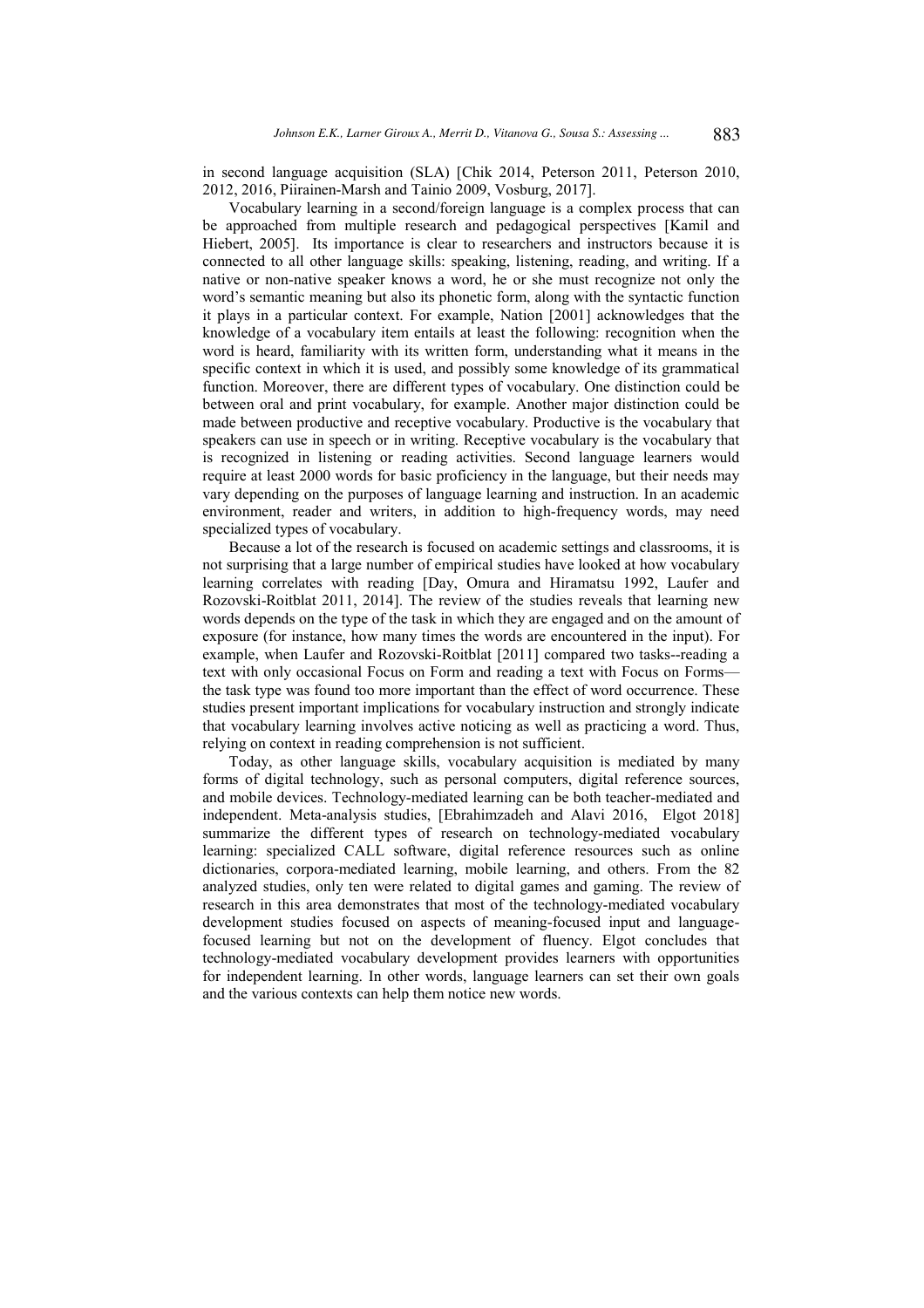in second language acquisition (SLA) [Chik 2014, Peterson 2011, Peterson 2010, 2012, 2016, Piirainen-Marsh and Tainio 2009, Vosburg, 2017].

Vocabulary learning in a second/foreign language is a complex process that can be approached from multiple research and pedagogical perspectives [Kamil and Hiebert, 2005]. Its importance is clear to researchers and instructors because it is connected to all other language skills: speaking, listening, reading, and writing. If a native or non-native speaker knows a word, he or she must recognize not only the word's semantic meaning but also its phonetic form, along with the syntactic function it plays in a particular context. For example, Nation [2001] acknowledges that the knowledge of a vocabulary item entails at least the following: recognition when the word is heard, familiarity with its written form, understanding what it means in the specific context in which it is used, and possibly some knowledge of its grammatical function. Moreover, there are different types of vocabulary. One distinction could be between oral and print vocabulary, for example. Another major distinction could be made between productive and receptive vocabulary. Productive is the vocabulary that speakers can use in speech or in writing. Receptive vocabulary is the vocabulary that is recognized in listening or reading activities. Second language learners would require at least 2000 words for basic proficiency in the language, but their needs may vary depending on the purposes of language learning and instruction. In an academic environment, reader and writers, in addition to high-frequency words, may need specialized types of vocabulary.

Because a lot of the research is focused on academic settings and classrooms, it is not surprising that a large number of empirical studies have looked at how vocabulary learning correlates with reading [Day, Omura and Hiramatsu 1992, Laufer and Rozovski-Roitblat 2011, 2014]. The review of the studies reveals that learning new words depends on the type of the task in which they are engaged and on the amount of exposure (for instance, how many times the words are encountered in the input). For example, when Laufer and Rozovski-Roitblat [2011] compared two tasks--reading a text with only occasional Focus on Form and reading a text with Focus on Forms—the task type was found too more important than the effect of word occurrence. These studies present important implications for vocabulary instruction and strongly indicate that vocabulary learning involves active noticing as well as practicing a word. Thus, relying on context in reading comprehension is not sufficient.

Today, as other language skills, vocabulary acquisition is mediated by many forms of digital technology, such as personal computers, digital reference sources, and mobile devices. Technology-mediated learning can be both teacher-mediated and independent. Meta-analysis studies, [Ebrahimzadeh and Alavi 2016, Elgot 2018] summarize the different types of research on technology-mediated vocabulary learning: specialized CALL software, digital reference resources such as online dictionaries, corpora-mediated learning, mobile learning, and others. From the 82 analyzed studies, only ten were related to digital games and gaming. The review of research in this area demonstrates that most of the technology-mediated vocabulary development studies focused on aspects of meaning-focused input and language-focused learning but not on the development of fluency. Elgot concludes that technology-mediated vocabulary development provides learners with opportunities for independent learning. In other words, language learners can set their own goals and the various contexts can help them notice new words.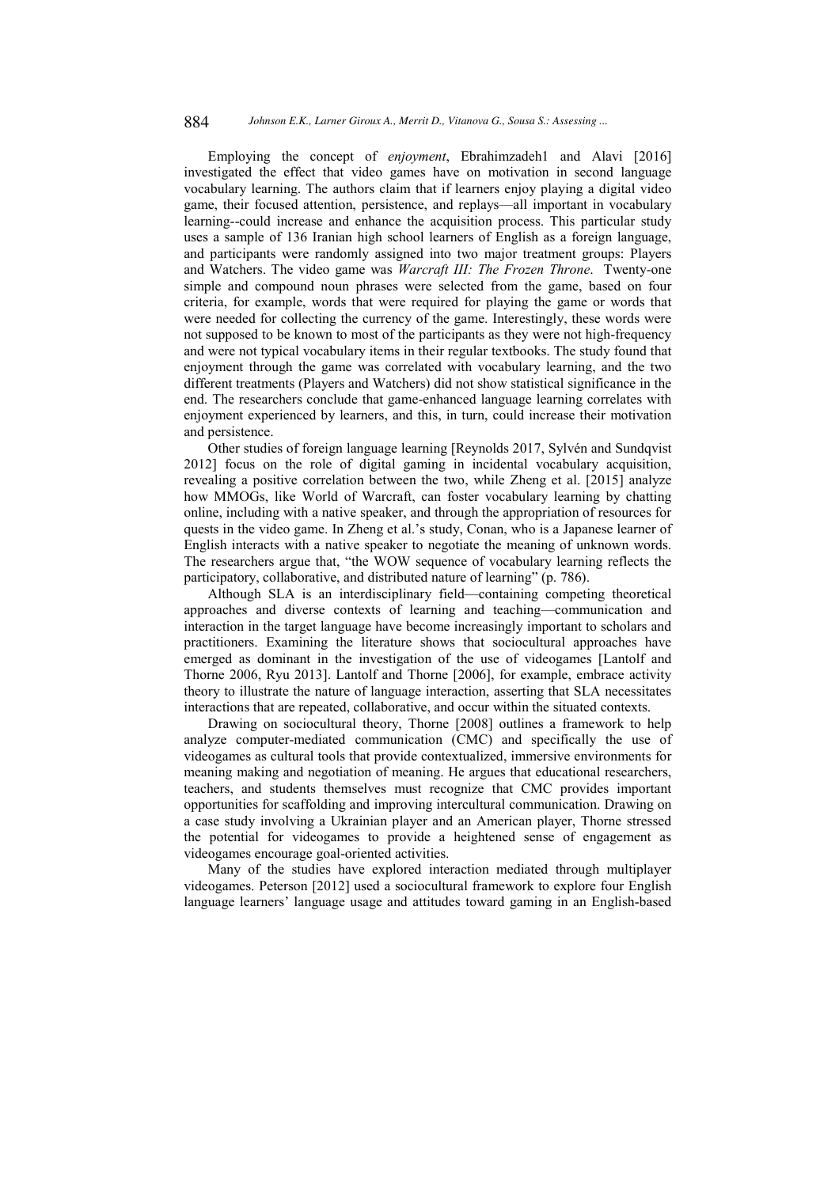Employing the concept of *enjoyment*, Ebrahimzadeh1 and Alavi [2016] investigated the effect that video games have on motivation in second language vocabulary learning. The authors claim that if learners enjoy playing a digital video game, their focused attention, persistence, and replays—all important in vocabulary learning--could increase and enhance the acquisition process. This particular study uses a sample of 136 Iranian high school learners of English as a foreign language, and participants were randomly assigned into two major treatment groups: Players and Watchers. The video game was *Warcraft III: The Frozen Throne*. Twenty-one simple and compound noun phrases were selected from the game, based on four criteria, for example, words that were required for playing the game or words that were needed for collecting the currency of the game. Interestingly, these words were not supposed to be known to most of the participants as they were not high-frequency and were not typical vocabulary items in their regular textbooks. The study found that enjoyment through the game was correlated with vocabulary learning, and the two different treatments (Players and Watchers) did not show statistical significance in the end. The researchers conclude that game-enhanced language learning correlates with enjoyment experienced by learners, and this, in turn, could increase their motivation and persistence.

Other studies of foreign language learning [Reynolds 2017, Sylvén and Sundqvist 2012] focus on the role of digital gaming in incidental vocabulary acquisition, revealing a positive correlation between the two, while Zheng et al. [2015] analyze how MMOGs, like World of Warcraft, can foster vocabulary learning by chatting online, including with a native speaker, and through the appropriation of resources for quests in the video game. In Zheng et al.'s study, Conan, who is a Japanese learner of English interacts with a native speaker to negotiate the meaning of unknown words. The researchers argue that, "the WOW sequence of vocabulary learning reflects the participatory, collaborative, and distributed nature of learning" (p. 786).

Although SLA is an interdisciplinary field—containing competing theoretical approaches and diverse contexts of learning and teaching—communication and interaction in the target language have become increasingly important to scholars and practitioners. Examining the literature shows that sociocultural approaches have emerged as dominant in the investigation of the use of videogames [Lantolf and Thorne 2006, Ryu 2013]. Lantolf and Thorne [2006], for example, embrace activity theory to illustrate the nature of language interaction, asserting that SLA necessitates interactions that are repeated, collaborative, and occur within the situated contexts.

Drawing on sociocultural theory, Thorne [2008] outlines a framework to help analyze computer-mediated communication (CMC) and specifically the use of videogames as cultural tools that provide contextualized, immersive environments for meaning making and negotiation of meaning. He argues that educational researchers, teachers, and students themselves must recognize that CMC provides important opportunities for scaffolding and improving intercultural communication. Drawing on a case study involving a Ukrainian player and an American player, Thorne stressed the potential for videogames to provide a heightened sense of engagement as videogames encourage goal-oriented activities.

Many of the studies have explored interaction mediated through multiplayer videogames. Peterson [2012] used a sociocultural framework to explore four English language learners' language usage and attitudes toward gaming in an English-based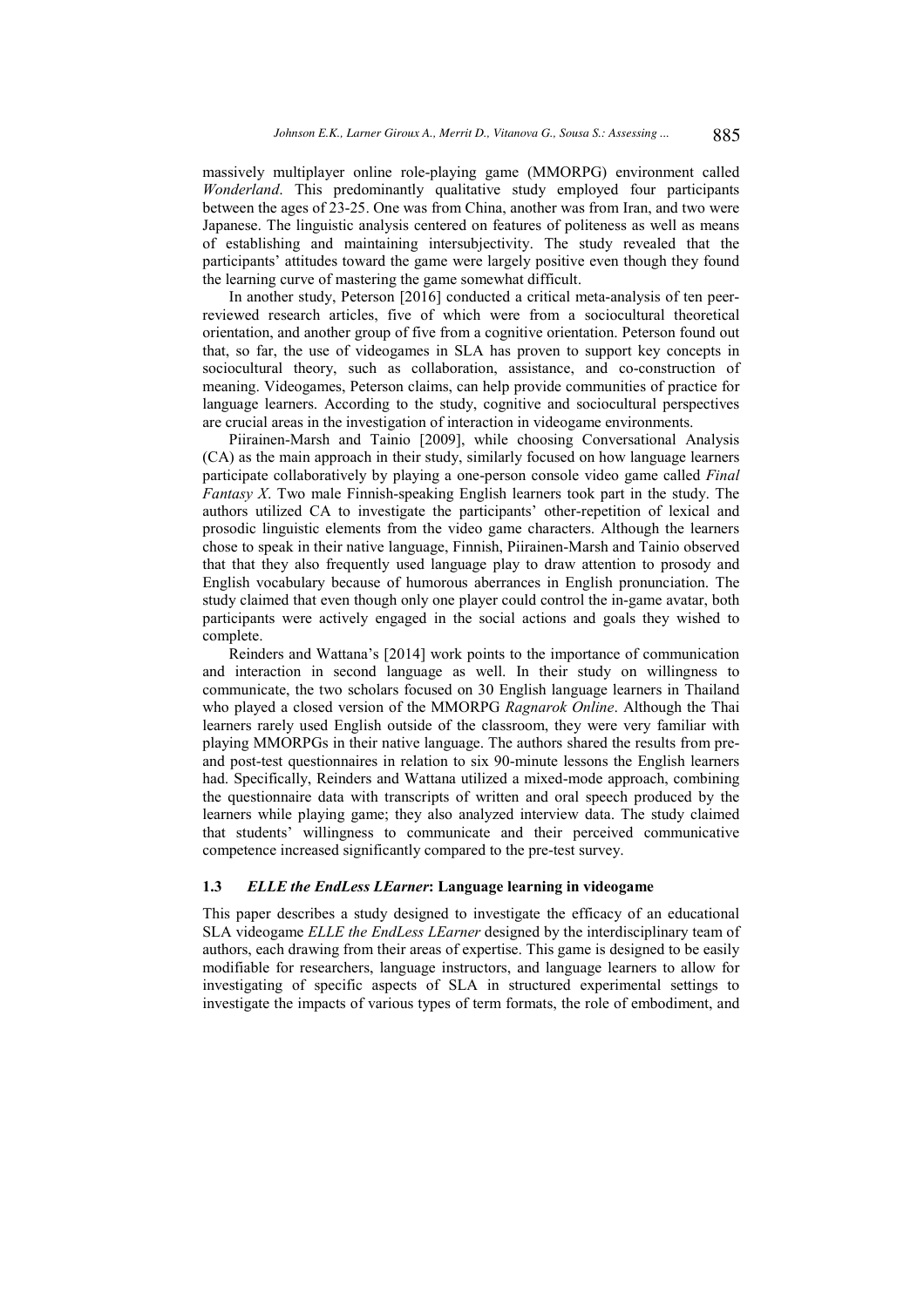massively multiplayer online role-playing game (MMORPG) environment called *Wonderland*. This predominantly qualitative study employed four participants between the ages of 23-25. One was from China, another was from Iran, and two were Japanese. The linguistic analysis centered on features of politeness as well as means of establishing and maintaining intersubjectivity. The study revealed that the participants' attitudes toward the game were largely positive even though they found the learning curve of mastering the game somewhat difficult.

In another study, Peterson [2016] conducted a critical meta-analysis of ten peer-reviewed research articles, five of which were from a sociocultural theoretical orientation, and another group of five from a cognitive orientation. Peterson found out that, so far, the use of videogames in SLA has proven to support key concepts in sociocultural theory, such as collaboration, assistance, and co-construction of meaning. Videogames, Peterson claims, can help provide communities of practice for language learners. According to the study, cognitive and sociocultural perspectives are crucial areas in the investigation of interaction in videogame environments.

Piirainen-Marsh and Tainio [2009], while choosing Conversational Analysis (CA) as the main approach in their study, similarly focused on how language learners participate collaboratively by playing a one-person console video game called *Final Fantasy X*. Two male Finnish-speaking English learners took part in the study. The authors utilized CA to investigate the participants' other-repetition of lexical and prosodic linguistic elements from the video game characters. Although the learners chose to speak in their native language, Finnish, Piirainen-Marsh and Tainio observed that that they also frequently used language play to draw attention to prosody and English vocabulary because of humorous aberrances in English pronunciation. The study claimed that even though only one player could control the in-game avatar, both participants were actively engaged in the social actions and goals they wished to complete.

Reinders and Wattana's [2014] work points to the importance of communication and interaction in second language as well. In their study on willingness to communicate, the two scholars focused on 30 English language learners in Thailand who played a closed version of the MMORPG *Ragnarok Online*. Although the Thai learners rarely used English outside of the classroom, they were very familiar with playing MMORPGs in their native language. The authors shared the results from pre- and post-test questionnaires in relation to six 90-minute lessons the English learners had. Specifically, Reinders and Wattana utilized a mixed-mode approach, combining the questionnaire data with transcripts of written and oral speech produced by the learners while playing game; they also analyzed interview data. The study claimed that students' willingness to communicate and their perceived communicative competence increased significantly compared to the pre-test survey.

### 1.3 *ELLE the EndLess LEarner*: Language learning in videogame

This paper describes a study designed to investigate the efficacy of an educational SLA videogame *ELLE the EndLess LEarner* designed by the interdisciplinary team of authors, each drawing from their areas of expertise. This game is designed to be easily modifiable for researchers, language instructors, and language learners to allow for investigating of specific aspects of SLA in structured experimental settings to investigate the impacts of various types of term formats, the role of embodiment, and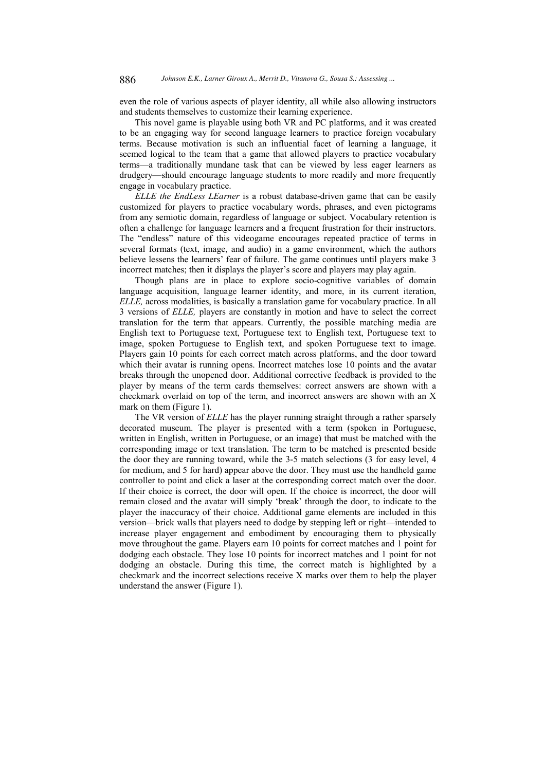even the role of various aspects of player identity, all while also allowing instructors and students themselves to customize their learning experience.

This novel game is playable using both VR and PC platforms, and it was created to be an engaging way for second language learners to practice foreign vocabulary terms. Because motivation is such an influential facet of learning a language, it seemed logical to the team that a game that allowed players to practice vocabulary terms—a traditionally mundane task that can be viewed by less eager learners as drudgery—should encourage language students to more readily and more frequently engage in vocabulary practice.

*ELLE the EndLess LEarner* is a robust database-driven game that can be easily customized for players to practice vocabulary words, phrases, and even pictograms from any semiotic domain, regardless of language or subject. Vocabulary retention is often a challenge for language learners and a frequent frustration for their instructors. The "endless" nature of this videogame encourages repeated practice of terms in several formats (text, image, and audio) in a game environment, which the authors believe lessens the learners' fear of failure. The game continues until players make 3 incorrect matches; then it displays the player's score and players may play again.

Though plans are in place to explore socio-cognitive variables of domain language acquisition, language learner identity, and more, in its current iteration, *ELLE,* across modalities, is basically a translation game for vocabulary practice. In all 3 versions of *ELLE,* players are constantly in motion and have to select the correct translation for the term that appears. Currently, the possible matching media are English text to Portuguese text, Portuguese text to English text, Portuguese text to image, spoken Portuguese to English text, and spoken Portuguese text to image. Players gain 10 points for each correct match across platforms, and the door toward which their avatar is running opens. Incorrect matches lose 10 points and the avatar breaks through the unopened door. Additional corrective feedback is provided to the player by means of the term cards themselves: correct answers are shown with a checkmark overlaid on top of the term, and incorrect answers are shown with an X mark on them (Figure 1).

The VR version of *ELLE* has the player running straight through a rather sparsely decorated museum. The player is presented with a term (spoken in Portuguese, written in English, written in Portuguese, or an image) that must be matched with the corresponding image or text translation. The term to be matched is presented beside the door they are running toward, while the 3-5 match selections (3 for easy level, 4 for medium, and 5 for hard) appear above the door. They must use the handheld game controller to point and click a laser at the corresponding correct match over the door. If their choice is correct, the door will open. If the choice is incorrect, the door will remain closed and the avatar will simply 'break' through the door, to indicate to the player the inaccuracy of their choice. Additional game elements are included in this version—brick walls that players need to dodge by stepping left or right—intended to increase player engagement and embodiment by encouraging them to physically move throughout the game. Players earn 10 points for correct matches and 1 point for dodging each obstacle. They lose 10 points for incorrect matches and 1 point for not dodging an obstacle. During this time, the correct match is highlighted by a checkmark and the incorrect selections receive X marks over them to help the player understand the answer (Figure 1).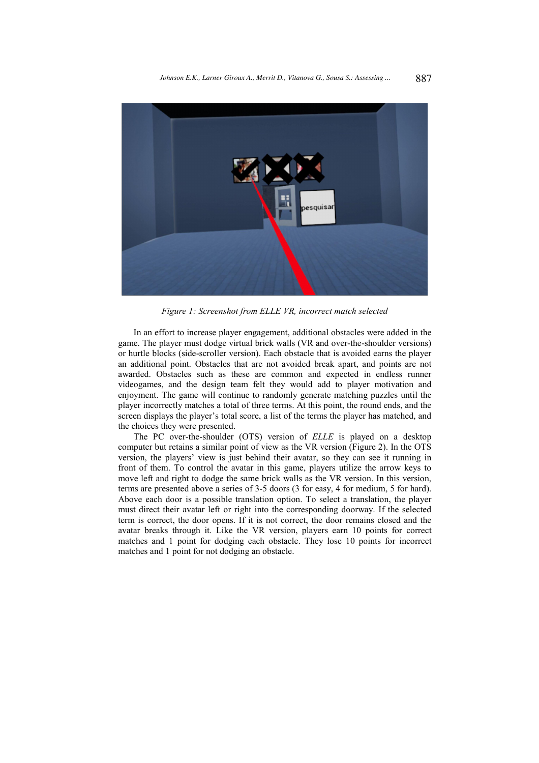*Figure 1: Screenshot from ELLE VR, incorrect match selected*

In an effort to increase player engagement, additional obstacles were added in the game. The player must dodge virtual brick walls (VR and over-the-shoulder versions) or hurtle blocks (side-scroller version). Each obstacle that is avoided earns the player an additional point. Obstacles that are not avoided break apart, and points are not awarded. Obstacles such as these are common and expected in endless runner videogames, and the design team felt they would add to player motivation and enjoyment. The game will continue to randomly generate matching puzzles until the player incorrectly matches a total of three terms. At this point, the round ends, and the screen displays the player's total score, a list of the terms the player has matched, and the choices they were presented.

The PC over-the-shoulder (OTS) version of *ELLE* is played on a desktop computer but retains a similar point of view as the VR version (Figure 2). In the OTS version, the players' view is just behind their avatar, so they can see it running in front of them. To control the avatar in this game, players utilize the arrow keys to move left and right to dodge the same brick walls as the VR version. In this version, terms are presented above a series of 3-5 doors (3 for easy, 4 for medium, 5 for hard). Above each door is a possible translation option. To select a translation, the player must direct their avatar left or right into the corresponding doorway. If the selected term is correct, the door opens. If it is not correct, the door remains closed and the avatar breaks through it. Like the VR version, players earn 10 points for correct matches and 1 point for dodging each obstacle. They lose 10 points for incorrect matches and 1 point for not dodging an obstacle.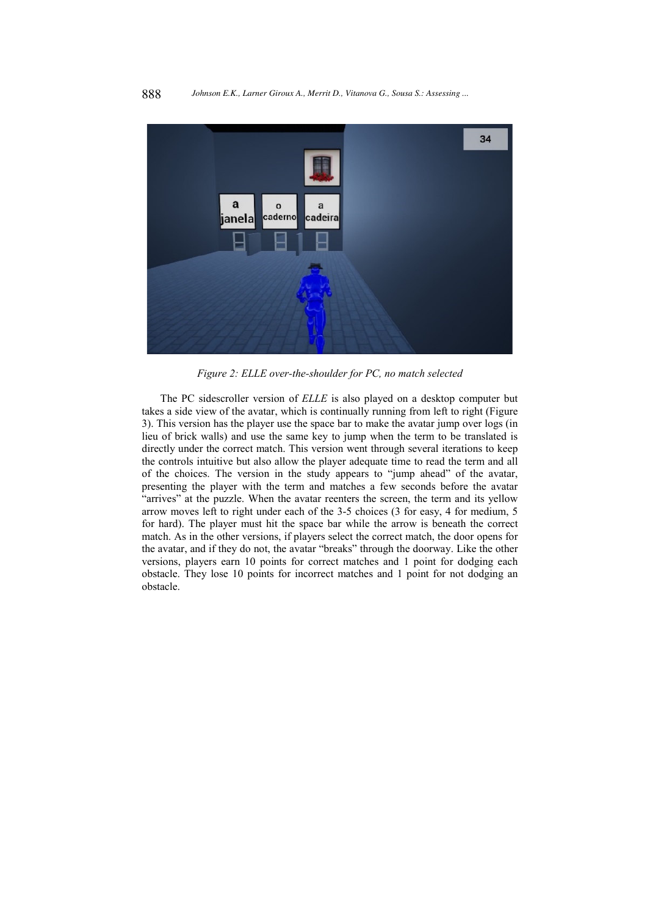*Figure 2: ELLE over-the-shoulder for PC, no match selected*

The PC sidescroller version of *ELLE* is also played on a desktop computer but takes a side view of the avatar, which is continually running from left to right (Figure 3). This version has the player use the space bar to make the avatar jump over logs (in lieu of brick walls) and use the same key to jump when the term to be translated is directly under the correct match. This version went through several iterations to keep the controls intuitive but also allow the player adequate time to read the term and all of the choices. The version in the study appears to "jump ahead" of the avatar, presenting the player with the term and matches a few seconds before the avatar "arrives" at the puzzle. When the avatar reenters the screen, the term and its yellow arrow moves left to right under each of the 3-5 choices (3 for easy, 4 for medium, 5 for hard). The player must hit the space bar while the arrow is beneath the correct match. As in the other versions, if players select the correct match, the door opens for the avatar, and if they do not, the avatar "breaks" through the doorway. Like the other versions, players earn 10 points for correct matches and 1 point for dodging each obstacle. They lose 10 points for incorrect matches and 1 point for not dodging an obstacle.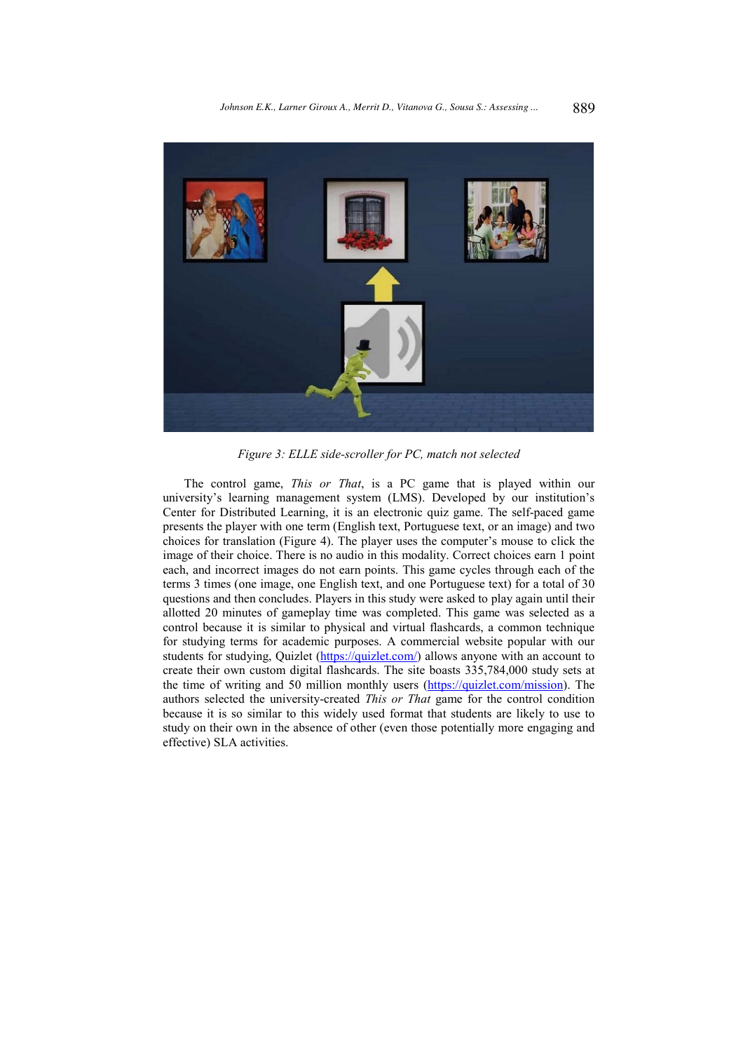*Figure 3: ELLE side-scroller for PC, match not selected*

The control game, *This or That*, is a PC game that is played within our university's learning management system (LMS). Developed by our institution's Center for Distributed Learning, it is an electronic quiz game. The self-paced game presents the player with one term (English text, Portuguese text, or an image) and two choices for translation (Figure 4). The player uses the computer's mouse to click the image of their choice. There is no audio in this modality. Correct choices earn 1 point each, and incorrect images do not earn points. This game cycles through each of the terms 3 times (one image, one English text, and one Portuguese text) for a total of 30 questions and then concludes. Players in this study were asked to play again until their allotted 20 minutes of gameplay time was completed. This game was selected as a control because it is similar to physical and virtual flashcards, a common technique for studying terms for academic purposes. A commercial website popular with our students for studying, Quizlet (https://quizlet.com/) allows anyone with an account to create their own custom digital flashcards. The site boasts 335,784,000 study sets at the time of writing and 50 million monthly users (https://quizlet.com/mission). The authors selected the university-created *This or That* game for the control condition because it is so similar to this widely used format that students are likely to use to study on their own in the absence of other (even those potentially more engaging and effective) SLA activities.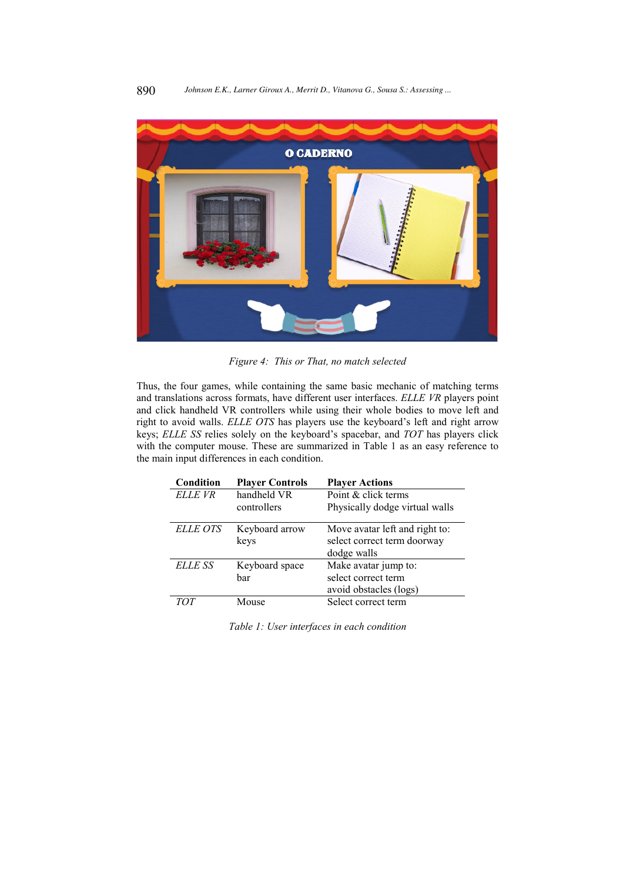*Figure 4: This or That, no match selected*

Thus, the four games, while containing the same basic mechanic of matching terms and translations across formats, have different user interfaces. *ELLE VR* players point and click handheld VR controllers while using their whole bodies to move left and right to avoid walls. *ELLE OTS* has players use the keyboard's left and right arrow keys; *ELLE SS* relies solely on the keyboard's spacebar, and *TOT* has players click with the computer mouse. These are summarized in Table 1 as an easy reference to the main input differences in each condition.

| Condition | Player Controls | Player Actions |
|---|---|---|
| *ELLE VR* | handheld VR controllers | Point & click terms<br>Physically dodge virtual walls |
| *ELLE OTS* | Keyboard arrow keys | Move avatar left and right to:<br>select correct term doorway<br>dodge walls |
| *ELLE SS* | Keyboard space bar | Make avatar jump to:<br>select correct term<br>avoid obstacles (logs) |
| *TOT* | Mouse | Select correct term |

*Table 1: User interfaces in each condition*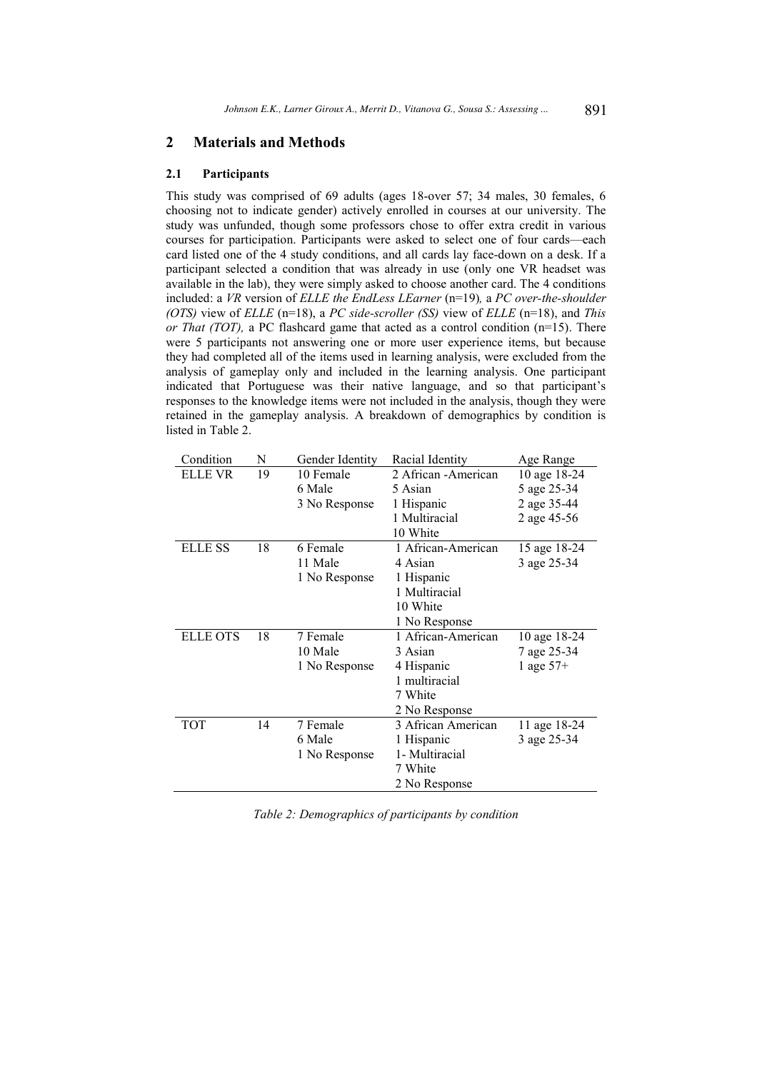## 2 Materials and Methods

### 2.1 Participants

This study was comprised of 69 adults (ages 18-over 57; 34 males, 30 females, 6 choosing not to indicate gender) actively enrolled in courses at our university. The study was unfunded, though some professors chose to offer extra credit in various courses for participation. Participants were asked to select one of four cards—each card listed one of the 4 study conditions, and all cards lay face-down on a desk. If a participant selected a condition that was already in use (only one VR headset was available in the lab), they were simply asked to choose another card. The 4 conditions included: a *VR* version of *ELLE the EndLess LEarner* (n=19)*,* a *PC over-the-shoulder (OTS)* view of *ELLE* (n=18), a *PC side-scroller (SS)* view of *ELLE* (n=18), and *This or That (TOT),* a PC flashcard game that acted as a control condition (n=15). There were 5 participants not answering one or more user experience items, but because they had completed all of the items used in learning analysis, were excluded from the analysis of gameplay only and included in the learning analysis. One participant indicated that Portuguese was their native language, and so that participant's responses to the knowledge items were not included in the analysis, though they were retained in the gameplay analysis. A breakdown of demographics by condition is listed in Table 2.

| Condition | N | Gender Identity | Racial Identity | Age Range |
|---|---|---|---|---|
| ELLE VR | 19 | 10 Female<br>6 Male<br>3 No Response | 2 African -American<br>5 Asian<br>1 Hispanic<br>1 Multiracial<br>10 White | 10 age 18-24<br>5 age 25-34<br>2 age 35-44<br>2 age 45-56 |
| ELLE SS | 18 | 6 Female<br>11 Male<br>1 No Response | 1 African-American<br>4 Asian<br>1 Hispanic<br>1 Multiracial<br>10 White<br>1 No Response | 15 age 18-24<br>3 age 25-34 |
| ELLE OTS | 18 | 7 Female<br>10 Male<br>1 No Response | 1 African-American<br>3 Asian<br>4 Hispanic<br>1 multiracial<br>7 White<br>2 No Response | 10 age 18-24<br>7 age 25-34<br>1 age 57+ |
| TOT | 14 | 7 Female<br>6 Male<br>1 No Response | 3 African American<br>1 Hispanic<br>1- Multiracial<br>7 White<br>2 No Response | 11 age 18-24<br>3 age 25-34 |

*Table 2: Demographics of participants by condition*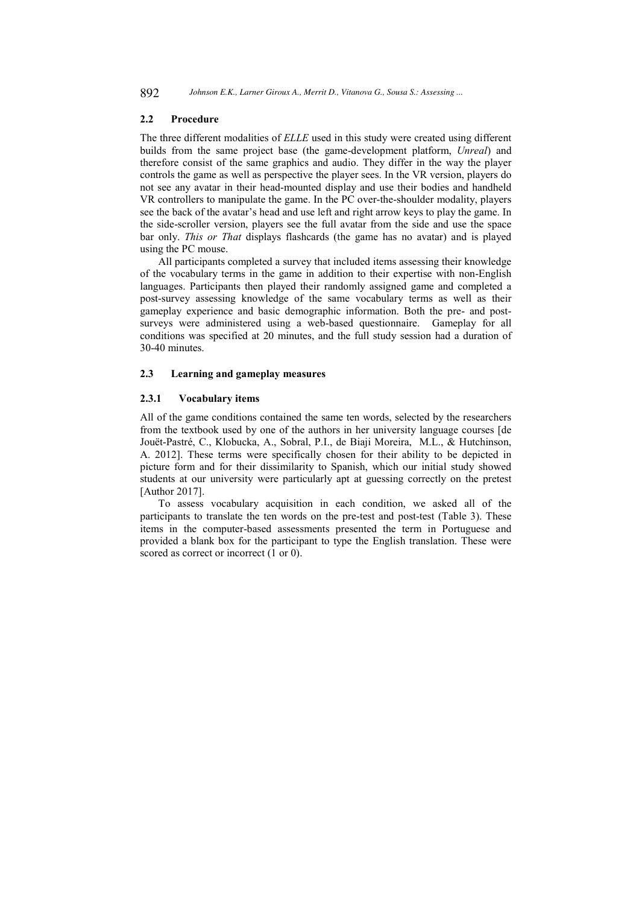### 2.2 Procedure

The three different modalities of *ELLE* used in this study were created using different builds from the same project base (the game-development platform, *Unreal*) and therefore consist of the same graphics and audio. They differ in the way the player controls the game as well as perspective the player sees. In the VR version, players do not see any avatar in their head-mounted display and use their bodies and handheld VR controllers to manipulate the game. In the PC over-the-shoulder modality, players see the back of the avatar's head and use left and right arrow keys to play the game. In the side-scroller version, players see the full avatar from the side and use the space bar only. *This or That* displays flashcards (the game has no avatar) and is played using the PC mouse.

All participants completed a survey that included items assessing their knowledge of the vocabulary terms in the game in addition to their expertise with non-English languages. Participants then played their randomly assigned game and completed a post-survey assessing knowledge of the same vocabulary terms as well as their gameplay experience and basic demographic information. Both the pre- and post-surveys were administered using a web-based questionnaire. Gameplay for all conditions was specified at 20 minutes, and the full study session had a duration of 30-40 minutes.

### 2.3 Learning and gameplay measures

#### 2.3.1 Vocabulary items

All of the game conditions contained the same ten words, selected by the researchers from the textbook used by one of the authors in her university language courses [de Jouët-Pastré, C., Klobucka, A., Sobral, P.I., de Biaji Moreira, M.L., & Hutchinson, A. 2012]. These terms were specifically chosen for their ability to be depicted in picture form and for their dissimilarity to Spanish, which our initial study showed students at our university were particularly apt at guessing correctly on the pretest [Author 2017].

To assess vocabulary acquisition in each condition, we asked all of the participants to translate the ten words on the pre-test and post-test (Table 3). These items in the computer-based assessments presented the term in Portuguese and provided a blank box for the participant to type the English translation. These were scored as correct or incorrect (1 or 0).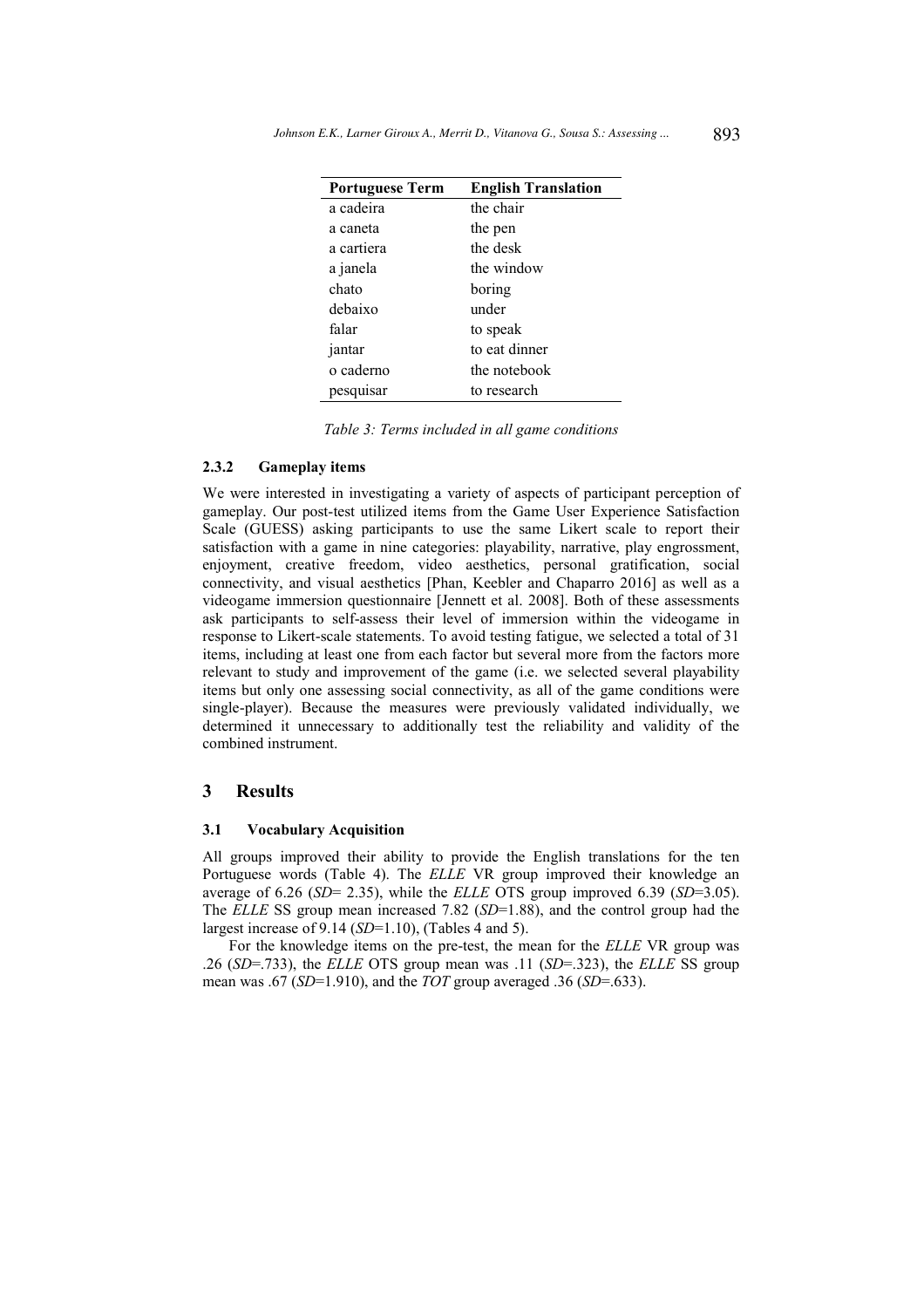| Portuguese Term | English Translation |
|---|---|
| a cadeira | the chair |
| a caneta | the pen |
| a cartiera | the desk |
| a janela | the window |
| chato | boring |
| debaixo | under |
| falar | to speak |
| jantar | to eat dinner |
| o caderno | the notebook |
| pesquisar | to research |

*Table 3: Terms included in all game conditions*

#### 2.3.2 Gameplay items

We were interested in investigating a variety of aspects of participant perception of gameplay. Our post-test utilized items from the Game User Experience Satisfaction Scale (GUESS) asking participants to use the same Likert scale to report their satisfaction with a game in nine categories: playability, narrative, play engrossment, enjoyment, creative freedom, video aesthetics, personal gratification, social connectivity, and visual aesthetics [Phan, Keebler and Chaparro 2016] as well as a videogame immersion questionnaire [Jennett et al. 2008]. Both of these assessments ask participants to self-assess their level of immersion within the videogame in response to Likert-scale statements. To avoid testing fatigue, we selected a total of 31 items, including at least one from each factor but several more from the factors more relevant to study and improvement of the game (i.e. we selected several playability items but only one assessing social connectivity, as all of the game conditions were single-player). Because the measures were previously validated individually, we determined it unnecessary to additionally test the reliability and validity of the combined instrument.

## 3 Results

### 3.1 Vocabulary Acquisition

All groups improved their ability to provide the English translations for the ten Portuguese words (Table 4). The *ELLE* VR group improved their knowledge an average of 6.26 (*SD*= 2.35), while the *ELLE* OTS group improved 6.39 (*SD*=3.05). The *ELLE* SS group mean increased 7.82 (*SD*=1.88), and the control group had the largest increase of 9.14 (*SD*=1.10), (Tables 4 and 5).

For the knowledge items on the pre-test, the mean for the *ELLE* VR group was .26 (*SD*=.733), the *ELLE* OTS group mean was .11 (*SD*=.323), the *ELLE* SS group mean was .67 (*SD*=1.910), and the *TOT* group averaged .36 (*SD*=.633).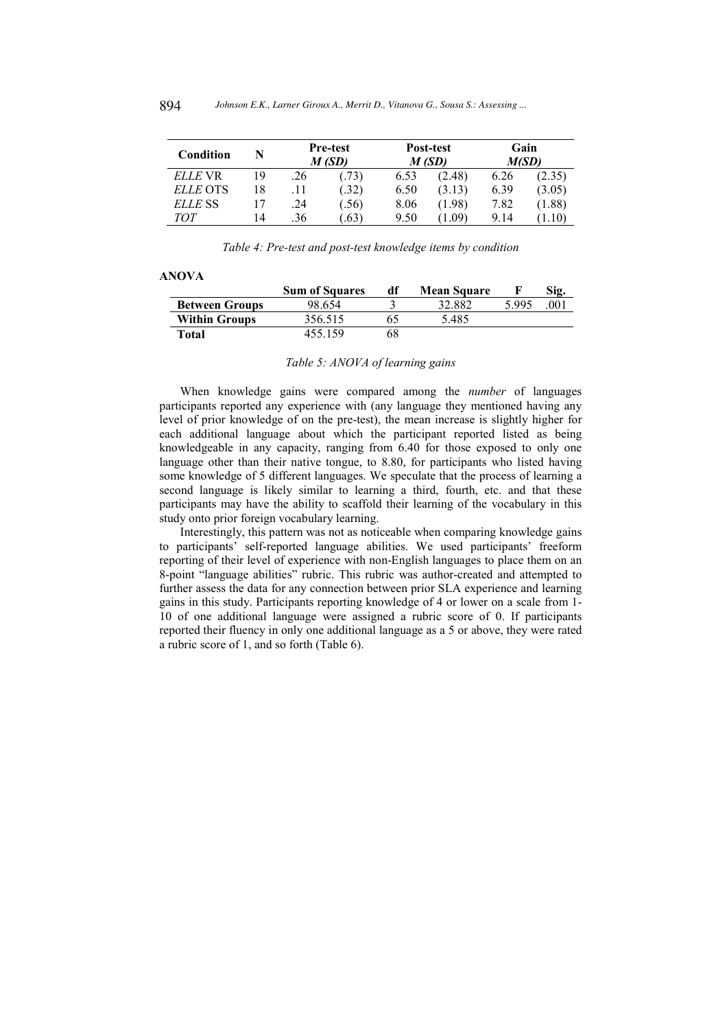| Condition | N | Pre-test *M (SD)* | | Post-test *M (SD)* | | Gain *M(SD)* | |
|---|---|---|---|---|---|---|---|
| *ELLE* VR | 19 | .26 | (.73) | 6.53 | (2.48) | 6.26 | (2.35) |
| *ELLE* OTS | 18 | .11 | (.32) | 6.50 | (3.13) | 6.39 | (3.05) |
| *ELLE* SS | 17 | .24 | (.56) | 8.06 | (1.98) | 7.82 | (1.88) |
| *TOT* | 14 | .36 | (.63) | 9.50 | (1.09) | 9.14 | (1.10) |

*Table 4: Pre-test and post-test knowledge items by condition*

**ANOVA**

| | Sum of Squares | df | Mean Square | F | Sig. |
|---|---|---|---|---|---|
| **Between Groups** | 98.654 | 3 | 32.882 | 5.995 | .001 |
| **Within Groups** | 356.515 | 65 | 5.485 | | |
| **Total** | 455.159 | 68 | | | |

*Table 5: ANOVA of learning gains*

When knowledge gains were compared among the *number* of languages participants reported any experience with (any language they mentioned having any level of prior knowledge of on the pre-test), the mean increase is slightly higher for each additional language about which the participant reported listed as being knowledgeable in any capacity, ranging from 6.40 for those exposed to only one language other than their native tongue, to 8.80, for participants who listed having some knowledge of 5 different languages. We speculate that the process of learning a second language is likely similar to learning a third, fourth, etc. and that these participants may have the ability to scaffold their learning of the vocabulary in this study onto prior foreign vocabulary learning.

Interestingly, this pattern was not as noticeable when comparing knowledge gains to participants' self-reported language abilities. We used participants' freeform reporting of their level of experience with non-English languages to place them on an 8-point "language abilities" rubric. This rubric was author-created and attempted to further assess the data for any connection between prior SLA experience and learning gains in this study. Participants reporting knowledge of 4 or lower on a scale from 1-10 of one additional language were assigned a rubric score of 0. If participants reported their fluency in only one additional language as a 5 or above, they were rated a rubric score of 1, and so forth (Table 6).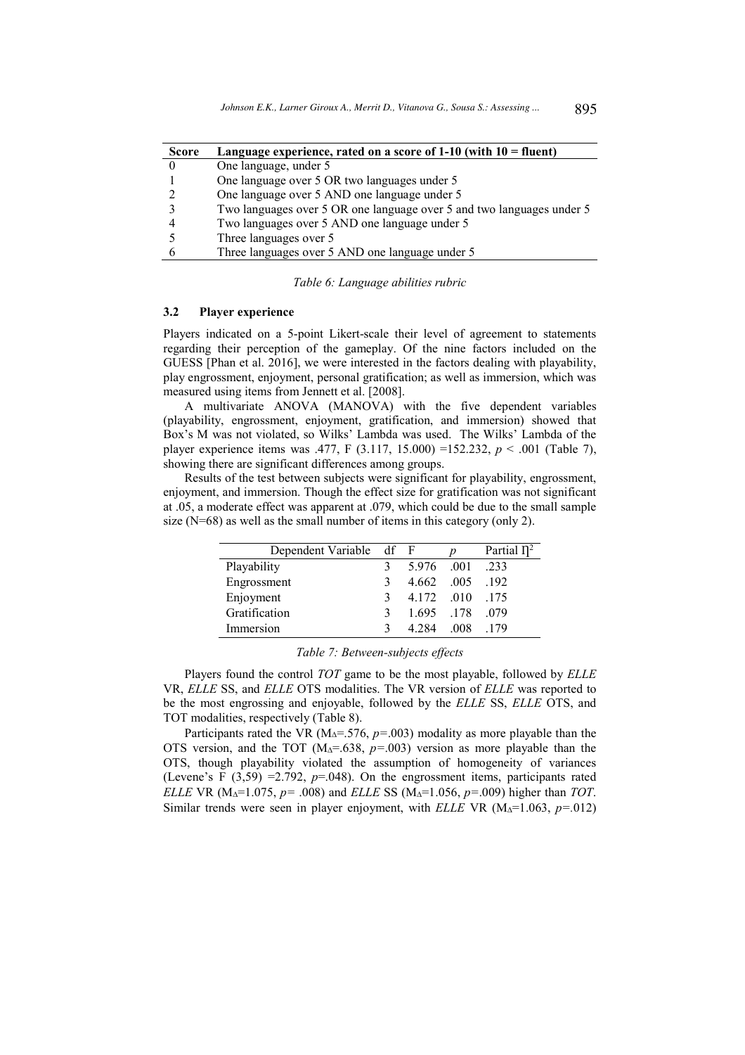| Score | Language experience, rated on a score of 1-10 (with 10 = fluent) |
|---|---|
| 0 | One language, under 5 |
| 1 | One language over 5 OR two languages under 5 |
| 2 | One language over 5 AND one language under 5 |
| 3 | Two languages over 5 OR one language over 5 and two languages under 5 |
| 4 | Two languages over 5 AND one language under 5 |
| 5 | Three languages over 5 |
| 6 | Three languages over 5 AND one language under 5 |

*Table 6: Language abilities rubric*

### 3.2 Player experience

Players indicated on a 5-point Likert-scale their level of agreement to statements regarding their perception of the gameplay. Of the nine factors included on the GUESS [Phan et al. 2016], we were interested in the factors dealing with playability, play engrossment, enjoyment, personal gratification; as well as immersion, which was measured using items from Jennett et al. [2008].

A multivariate ANOVA (MANOVA) with the five dependent variables (playability, engrossment, enjoyment, gratification, and immersion) showed that Box's M was not violated, so Wilks' Lambda was used. The Wilks' Lambda of the player experience items was .477, F (3.117, 15.000) =152.232, $p$ < .001 (Table 7), showing there are significant differences among groups.

Results of the test between subjects were significant for playability, engrossment, enjoyment, and immersion. Though the effect size for gratification was not significant at .05, a moderate effect was apparent at .079, which could be due to the small sample size (N=68) as well as the small number of items in this category (only 2).

| Dependent Variable | df | F | $p$ | Partial $\eta^2$ |
|---|---|---|---|---|
| Playability | 3 | 5.976 | .001 | .233 |
| Engrossment | 3 | 4.662 | .005 | .192 |
| Enjoyment | 3 | 4.172 | .010 | .175 |
| Gratification | 3 | 1.695 | .178 | .079 |
| Immersion | 3 | 4.284 | .008 | .179 |

*Table 7: Between-subjects effects*

Players found the control *TOT* game to be the most playable, followed by *ELLE* VR, *ELLE* SS, and *ELLE* OTS modalities. The VR version of *ELLE* was reported to be the most engrossing and enjoyable, followed by the *ELLE* SS, *ELLE* OTS, and TOT modalities, respectively (Table 8).

Participants rated the VR ($M_\Delta$=.576, $p$=.003) modality as more playable than the OTS version, and the TOT ($M_\Delta$=.638, $p$=.003) version as more playable than the OTS, though playability violated the assumption of homogeneity of variances (Levene's F (3,59) =2.792, $p$=.048). On the engrossment items, participants rated *ELLE* VR ($M_\Delta$=1.075, $p$= .008) and *ELLE* SS ($M_\Delta$=1.056, $p$=.009) higher than *TOT*. Similar trends were seen in player enjoyment, with *ELLE* VR ($M_\Delta$=1.063, $p$=.012)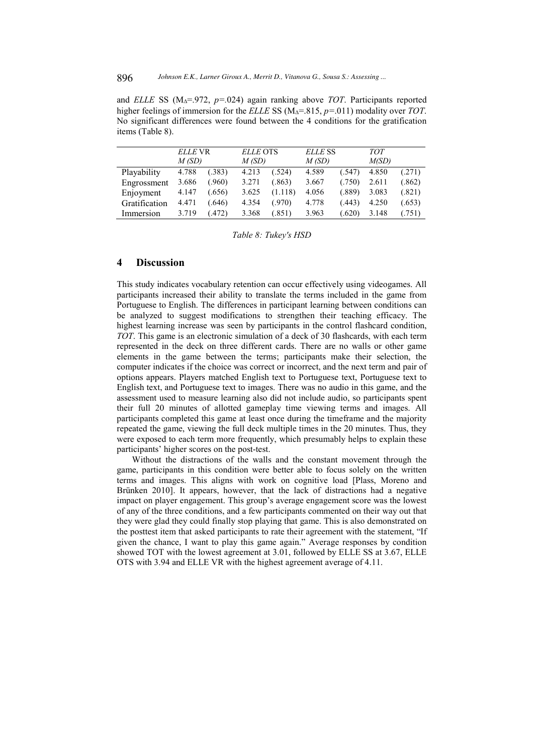and *ELLE* SS ($M_{\Delta}$=.972, *p*=.024) again ranking above *TOT*. Participants reported higher feelings of immersion for the *ELLE* SS ($M_{\Delta}$=.815, *p*=.011) modality over *TOT*. No significant differences were found between the 4 conditions for the gratification items (Table 8).

| | *ELLE* VR *M (SD)* | | *ELLE* OTS *M (SD)* | | *ELLE* SS *M (SD)* | | *TOT* *M(SD)* | |
|---|---|---|---|---|---|---|---|---|
| Playability | 4.788 | (.383) | 4.213 | (.524) | 4.589 | (.547) | 4.850 | (.271) |
| Engrossment | 3.686 | (.960) | 3.271 | (.863) | 3.667 | (.750) | 2.611 | (.862) |
| Enjoyment | 4.147 | (.656) | 3.625 | (1.118) | 4.056 | (.889) | 3.083 | (.821) |
| Gratification | 4.471 | (.646) | 4.354 | (.970) | 4.778 | (.443) | 4.250 | (.653) |
| Immersion | 3.719 | (.472) | 3.368 | (.851) | 3.963 | (.620) | 3.148 | (.751) |

*Table 8: Tukey's HSD*

## 4 Discussion

This study indicates vocabulary retention can occur effectively using videogames. All participants increased their ability to translate the terms included in the game from Portuguese to English. The differences in participant learning between conditions can be analyzed to suggest modifications to strengthen their teaching efficacy. The highest learning increase was seen by participants in the control flashcard condition, *TOT*. This game is an electronic simulation of a deck of 30 flashcards, with each term represented in the deck on three different cards. There are no walls or other game elements in the game between the terms; participants make their selection, the computer indicates if the choice was correct or incorrect, and the next term and pair of options appears. Players matched English text to Portuguese text, Portuguese text to English text, and Portuguese text to images. There was no audio in this game, and the assessment used to measure learning also did not include audio, so participants spent their full 20 minutes of allotted gameplay time viewing terms and images. All participants completed this game at least once during the timeframe and the majority repeated the game, viewing the full deck multiple times in the 20 minutes. Thus, they were exposed to each term more frequently, which presumably helps to explain these participants' higher scores on the post-test.

Without the distractions of the walls and the constant movement through the game, participants in this condition were better able to focus solely on the written terms and images. This aligns with work on cognitive load [Plass, Moreno and Brünken 2010]. It appears, however, that the lack of distractions had a negative impact on player engagement. This group's average engagement score was the lowest of any of the three conditions, and a few participants commented on their way out that they were glad they could finally stop playing that game. This is also demonstrated on the posttest item that asked participants to rate their agreement with the statement, "If given the chance, I want to play this game again." Average responses by condition showed TOT with the lowest agreement at 3.01, followed by ELLE SS at 3.67, ELLE OTS with 3.94 and ELLE VR with the highest agreement average of 4.11.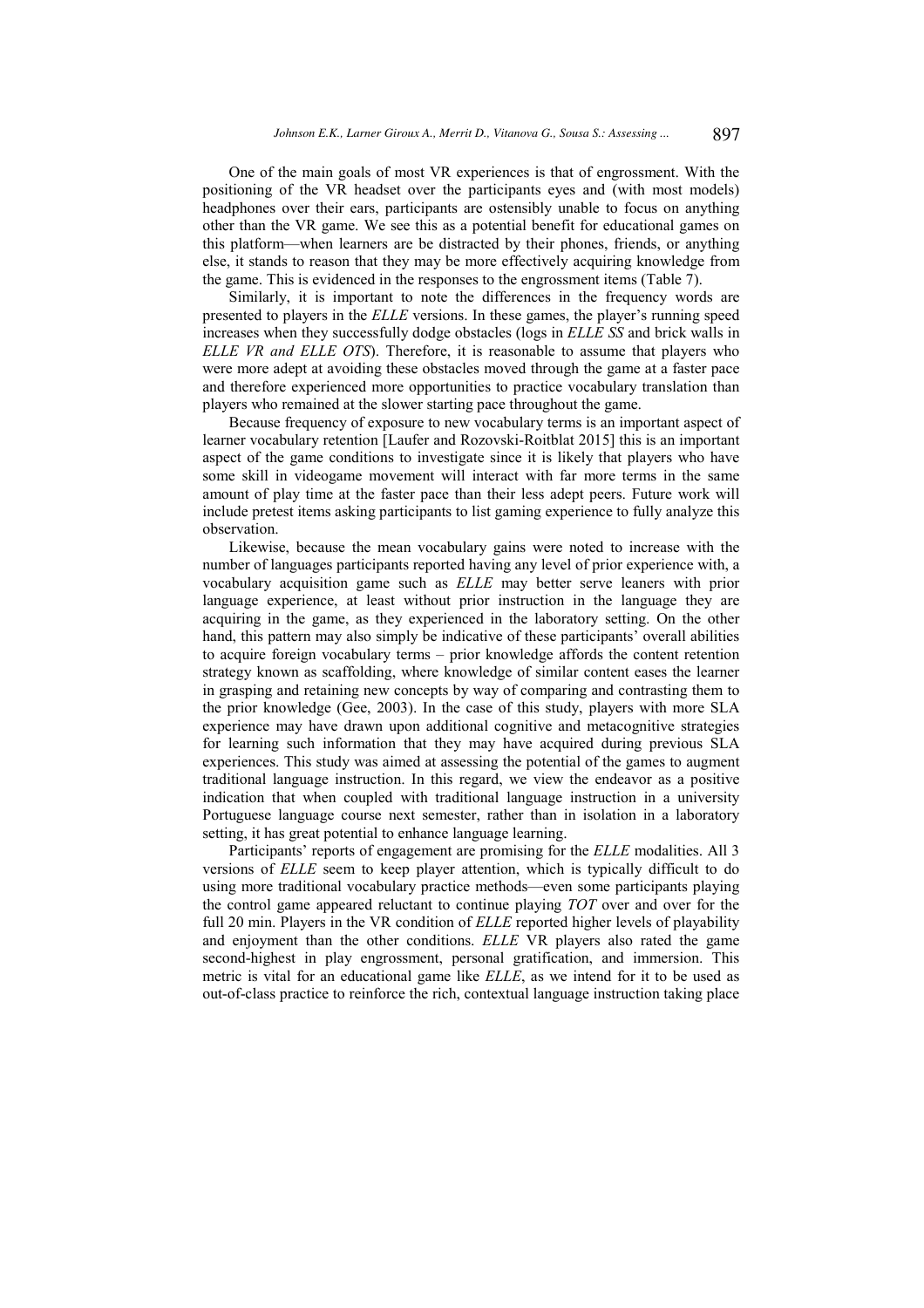One of the main goals of most VR experiences is that of engrossment. With the positioning of the VR headset over the participants eyes and (with most models) headphones over their ears, participants are ostensibly unable to focus on anything other than the VR game. We see this as a potential benefit for educational games on this platform—when learners are be distracted by their phones, friends, or anything else, it stands to reason that they may be more effectively acquiring knowledge from the game. This is evidenced in the responses to the engrossment items (Table 7).

Similarly, it is important to note the differences in the frequency words are presented to players in the *ELLE* versions. In these games, the player's running speed increases when they successfully dodge obstacles (logs in *ELLE SS* and brick walls in *ELLE VR and ELLE OTS*). Therefore, it is reasonable to assume that players who were more adept at avoiding these obstacles moved through the game at a faster pace and therefore experienced more opportunities to practice vocabulary translation than players who remained at the slower starting pace throughout the game.

Because frequency of exposure to new vocabulary terms is an important aspect of learner vocabulary retention [Laufer and Rozovski-Roitblat 2015] this is an important aspect of the game conditions to investigate since it is likely that players who have some skill in videogame movement will interact with far more terms in the same amount of play time at the faster pace than their less adept peers. Future work will include pretest items asking participants to list gaming experience to fully analyze this observation.

Likewise, because the mean vocabulary gains were noted to increase with the number of languages participants reported having any level of prior experience with, a vocabulary acquisition game such as *ELLE* may better serve leaners with prior language experience, at least without prior instruction in the language they are acquiring in the game, as they experienced in the laboratory setting. On the other hand, this pattern may also simply be indicative of these participants' overall abilities to acquire foreign vocabulary terms – prior knowledge affords the content retention strategy known as scaffolding, where knowledge of similar content eases the learner in grasping and retaining new concepts by way of comparing and contrasting them to the prior knowledge (Gee, 2003). In the case of this study, players with more SLA experience may have drawn upon additional cognitive and metacognitive strategies for learning such information that they may have acquired during previous SLA experiences. This study was aimed at assessing the potential of the games to augment traditional language instruction. In this regard, we view the endeavor as a positive indication that when coupled with traditional language instruction in a university Portuguese language course next semester, rather than in isolation in a laboratory setting, it has great potential to enhance language learning.

Participants' reports of engagement are promising for the *ELLE* modalities. All 3 versions of *ELLE* seem to keep player attention, which is typically difficult to do using more traditional vocabulary practice methods—even some participants playing the control game appeared reluctant to continue playing *TOT* over and over for the full 20 min. Players in the VR condition of *ELLE* reported higher levels of playability and enjoyment than the other conditions. *ELLE* VR players also rated the game second-highest in play engrossment, personal gratification, and immersion. This metric is vital for an educational game like *ELLE*, as we intend for it to be used as out-of-class practice to reinforce the rich, contextual language instruction taking place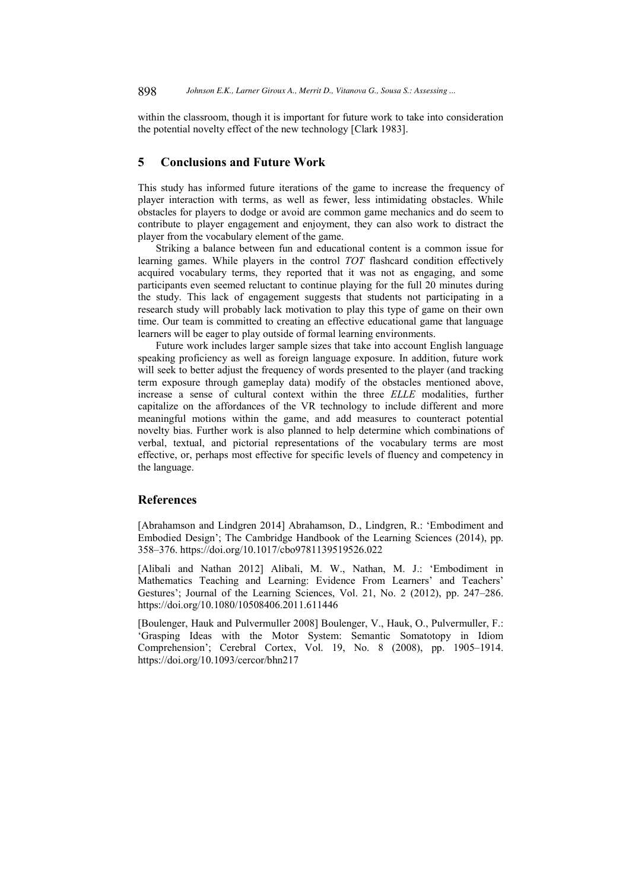within the classroom, though it is important for future work to take into consideration the potential novelty effect of the new technology [Clark 1983].

## 5 Conclusions and Future Work

This study has informed future iterations of the game to increase the frequency of player interaction with terms, as well as fewer, less intimidating obstacles. While obstacles for players to dodge or avoid are common game mechanics and do seem to contribute to player engagement and enjoyment, they can also work to distract the player from the vocabulary element of the game.

Striking a balance between fun and educational content is a common issue for learning games. While players in the control *TOT* flashcard condition effectively acquired vocabulary terms, they reported that it was not as engaging, and some participants even seemed reluctant to continue playing for the full 20 minutes during the study. This lack of engagement suggests that students not participating in a research study will probably lack motivation to play this type of game on their own time. Our team is committed to creating an effective educational game that language learners will be eager to play outside of formal learning environments.

Future work includes larger sample sizes that take into account English language speaking proficiency as well as foreign language exposure. In addition, future work will seek to better adjust the frequency of words presented to the player (and tracking term exposure through gameplay data) modify of the obstacles mentioned above, increase a sense of cultural context within the three *ELLE* modalities, further capitalize on the affordances of the VR technology to include different and more meaningful motions within the game, and add measures to counteract potential novelty bias. Further work is also planned to help determine which combinations of verbal, textual, and pictorial representations of the vocabulary terms are most effective, or, perhaps most effective for specific levels of fluency and competency in the language.

## References

[Abrahamson and Lindgren 2014] Abrahamson, D., Lindgren, R.: 'Embodiment and Embodied Design'; The Cambridge Handbook of the Learning Sciences (2014), pp. 358–376. https://doi.org/10.1017/cbo9781139519526.022

[Alibali and Nathan 2012] Alibali, M. W., Nathan, M. J.: 'Embodiment in Mathematics Teaching and Learning: Evidence From Learners' and Teachers' Gestures'; Journal of the Learning Sciences, Vol. 21, No. 2 (2012), pp. 247–286. https://doi.org/10.1080/10508406.2011.611446

[Boulenger, Hauk and Pulvermuller 2008] Boulenger, V., Hauk, O., Pulvermuller, F.: 'Grasping Ideas with the Motor System: Semantic Somatotopy in Idiom Comprehension'; Cerebral Cortex, Vol. 19, No. 8 (2008), pp. 1905–1914. https://doi.org/10.1093/cercor/bhn217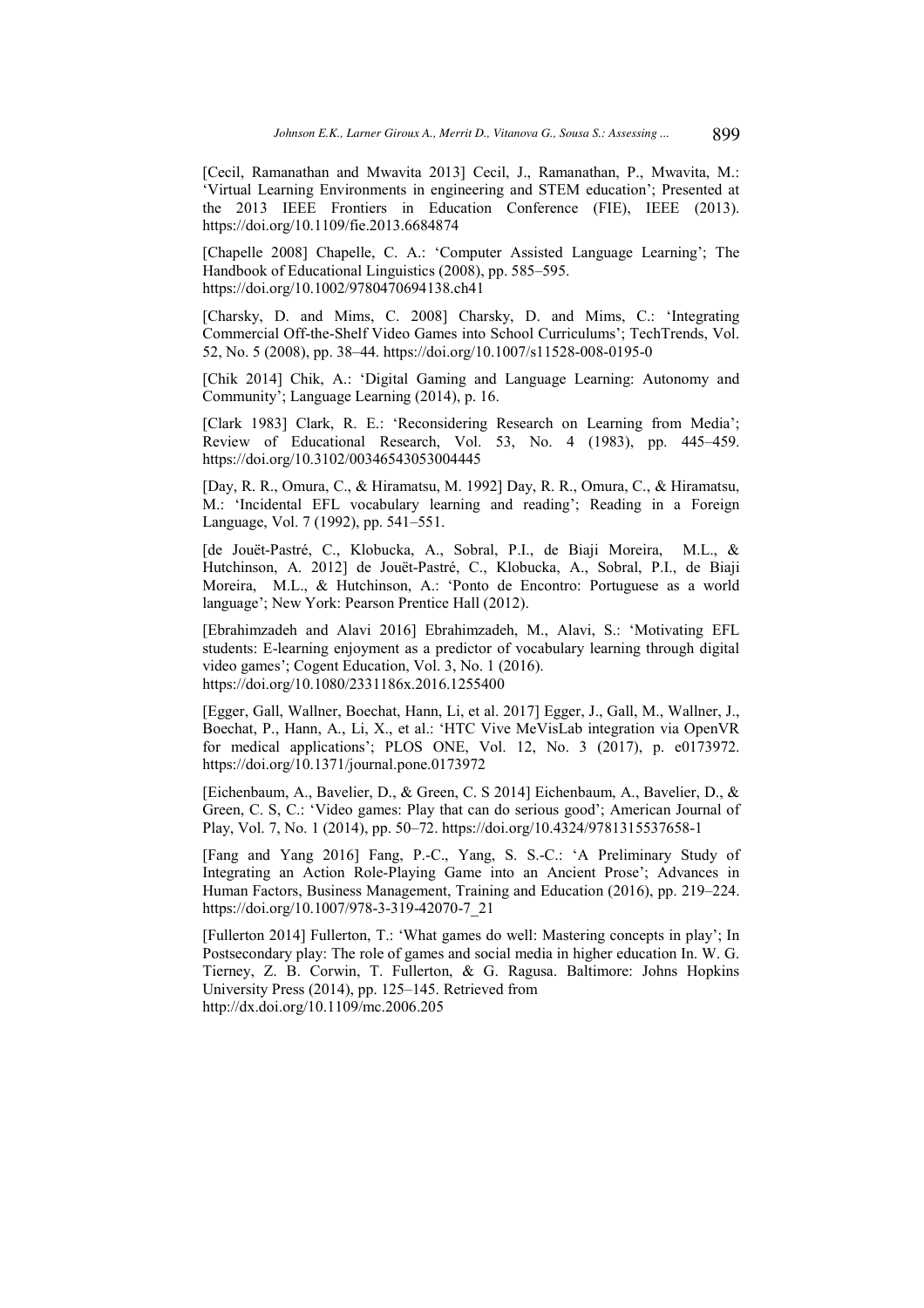[Cecil, Ramanathan and Mwavita 2013] Cecil, J., Ramanathan, P., Mwavita, M.: 'Virtual Learning Environments in engineering and STEM education'; Presented at the 2013 IEEE Frontiers in Education Conference (FIE), IEEE (2013). https://doi.org/10.1109/fie.2013.6684874

[Chapelle 2008] Chapelle, C. A.: 'Computer Assisted Language Learning'; The Handbook of Educational Linguistics (2008), pp. 585–595. https://doi.org/10.1002/9780470694138.ch41

[Charsky, D. and Mims, C. 2008] Charsky, D. and Mims, C.: 'Integrating Commercial Off-the-Shelf Video Games into School Curriculums'; TechTrends, Vol. 52, No. 5 (2008), pp. 38–44. https://doi.org/10.1007/s11528-008-0195-0

[Chik 2014] Chik, A.: 'Digital Gaming and Language Learning: Autonomy and Community'; Language Learning (2014), p. 16.

[Clark 1983] Clark, R. E.: 'Reconsidering Research on Learning from Media'; Review of Educational Research, Vol. 53, No. 4 (1983), pp. 445–459. https://doi.org/10.3102/00346543053004445

[Day, R. R., Omura, C., & Hiramatsu, M. 1992] Day, R. R., Omura, C., & Hiramatsu, M.: 'Incidental EFL vocabulary learning and reading'; Reading in a Foreign Language, Vol. 7 (1992), pp. 541–551.

[de Jouët-Pastré, C., Klobucka, A., Sobral, P.I., de Biaji Moreira, M.L., & Hutchinson, A. 2012] de Jouët-Pastré, C., Klobucka, A., Sobral, P.I., de Biaji Moreira, M.L., & Hutchinson, A.: 'Ponto de Encontro: Portuguese as a world language'; New York: Pearson Prentice Hall (2012).

[Ebrahimzadeh and Alavi 2016] Ebrahimzadeh, M., Alavi, S.: 'Motivating EFL students: E-learning enjoyment as a predictor of vocabulary learning through digital video games'; Cogent Education, Vol. 3, No. 1 (2016). https://doi.org/10.1080/2331186x.2016.1255400

[Egger, Gall, Wallner, Boechat, Hann, Li, et al. 2017] Egger, J., Gall, M., Wallner, J., Boechat, P., Hann, A., Li, X., et al.: 'HTC Vive MeVisLab integration via OpenVR for medical applications'; PLOS ONE, Vol. 12, No. 3 (2017), p. e0173972. https://doi.org/10.1371/journal.pone.0173972

[Eichenbaum, A., Bavelier, D., & Green, C. S 2014] Eichenbaum, A., Bavelier, D., & Green, C. S, C.: 'Video games: Play that can do serious good'; American Journal of Play, Vol. 7, No. 1 (2014), pp. 50–72. https://doi.org/10.4324/9781315537658-1

[Fang and Yang 2016] Fang, P.-C., Yang, S. S.-C.: 'A Preliminary Study of Integrating an Action Role-Playing Game into an Ancient Prose'; Advances in Human Factors, Business Management, Training and Education (2016), pp. 219–224. https://doi.org/10.1007/978-3-319-42070-7_21

[Fullerton 2014] Fullerton, T.: 'What games do well: Mastering concepts in play'; In Postsecondary play: The role of games and social media in higher education In. W. G. Tierney, Z. B. Corwin, T. Fullerton, & G. Ragusa. Baltimore: Johns Hopkins University Press (2014), pp. 125–145. Retrieved from http://dx.doi.org/10.1109/mc.2006.205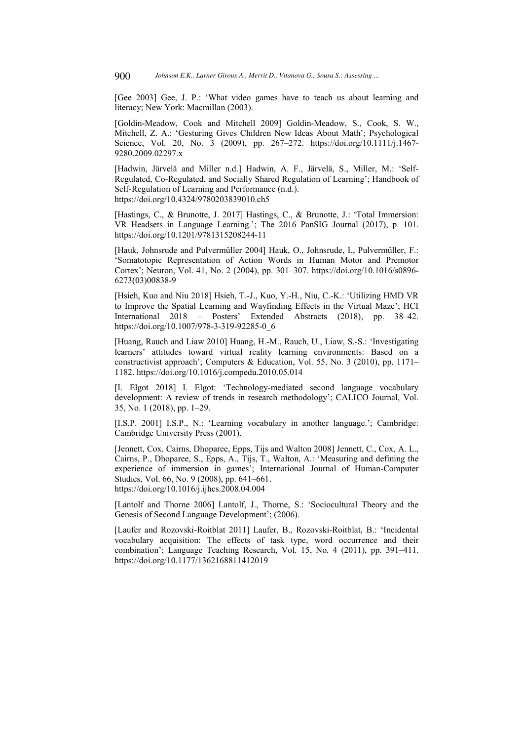[Gee 2003] Gee, J. P.: 'What video games have to teach us about learning and literacy; New York: Macmillan (2003).

[Goldin-Meadow, Cook and Mitchell 2009] Goldin-Meadow, S., Cook, S. W., Mitchell, Z. A.: 'Gesturing Gives Children New Ideas About Math'; Psychological Science, Vol. 20, No. 3 (2009), pp. 267–272. https://doi.org/10.1111/j.1467-9280.2009.02297.x

[Hadwin, Järvelä and Miller n.d.] Hadwin, A. F., Järvelä, S., Miller, M.: 'Self-Regulated, Co-Regulated, and Socially Shared Regulation of Learning'; Handbook of Self-Regulation of Learning and Performance (n.d.). https://doi.org/10.4324/9780203839010.ch5

[Hastings, C., & Brunotte, J. 2017] Hastings, C., & Brunotte, J.: 'Total Immersion: VR Headsets in Language Learning.'; The 2016 PanSIG Journal (2017), p. 101. https://doi.org/10.1201/9781315208244-11

[Hauk, Johnsrude and Pulvermüller 2004] Hauk, O., Johnsrude, I., Pulvermüller, F.: 'Somatotopic Representation of Action Words in Human Motor and Premotor Cortex'; Neuron, Vol. 41, No. 2 (2004), pp. 301–307. https://doi.org/10.1016/s0896-6273(03)00838-9

[Hsieh, Kuo and Niu 2018] Hsieh, T.-J., Kuo, Y.-H., Niu, C.-K.: 'Utilizing HMD VR to Improve the Spatial Learning and Wayfinding Effects in the Virtual Maze'; HCI International 2018 – Posters' Extended Abstracts (2018), pp. 38–42. https://doi.org/10.1007/978-3-319-92285-0_6

[Huang, Rauch and Liaw 2010] Huang, H.-M., Rauch, U., Liaw, S.-S.: 'Investigating learners' attitudes toward virtual reality learning environments: Based on a constructivist approach'; Computers & Education, Vol. 55, No. 3 (2010), pp. 1171–1182. https://doi.org/10.1016/j.compedu.2010.05.014

[I. Elgot 2018] I. Elgot: 'Technology-mediated second language vocabulary development: A review of trends in research methodology'; CALICO Journal, Vol. 35, No. 1 (2018), pp. 1–29.

[I.S.P. 2001] I.S.P., N.: 'Learning vocabulary in another language.'; Cambridge: Cambridge University Press (2001).

[Jennett, Cox, Cairns, Dhoparee, Epps, Tijs and Walton 2008] Jennett, C., Cox, A. L., Cairns, P., Dhoparee, S., Epps, A., Tijs, T., Walton, A.: 'Measuring and defining the experience of immersion in games'; International Journal of Human-Computer Studies, Vol. 66, No. 9 (2008), pp. 641–661. https://doi.org/10.1016/j.ijhcs.2008.04.004

[Lantolf and Thorne 2006] Lantolf, J., Thorne, S.: 'Sociocultural Theory and the Genesis of Second Language Development'; (2006).

[Laufer and Rozovski-Roitblat 2011] Laufer, B., Rozovski-Roitblat, B.: 'Incidental vocabulary acquisition: The effects of task type, word occurrence and their combination'; Language Teaching Research, Vol. 15, No. 4 (2011), pp. 391–411. https://doi.org/10.1177/1362168811412019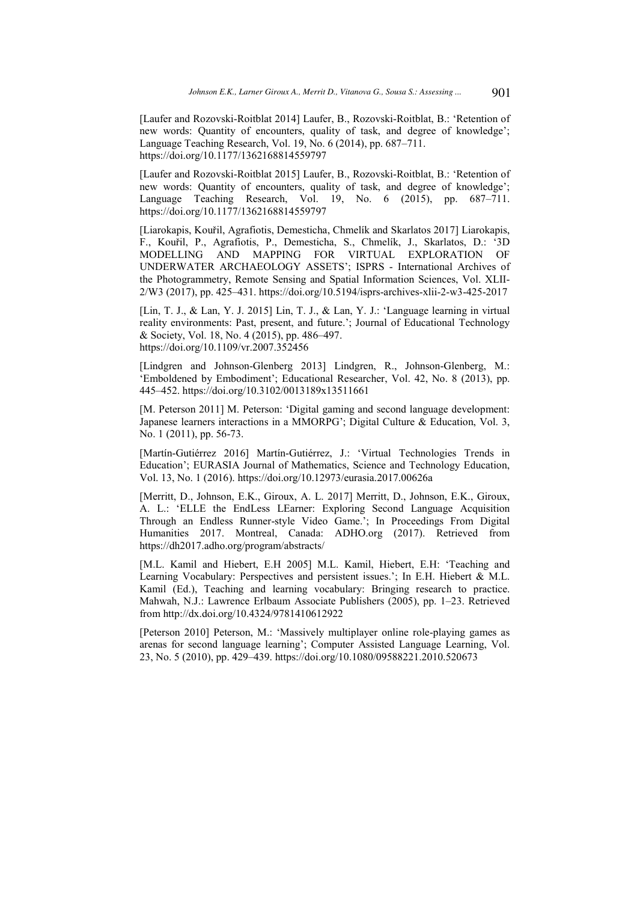[Laufer and Rozovski-Roitblat 2014] Laufer, B., Rozovski-Roitblat, B.: 'Retention of new words: Quantity of encounters, quality of task, and degree of knowledge'; Language Teaching Research, Vol. 19, No. 6 (2014), pp. 687–711. https://doi.org/10.1177/1362168814559797

[Laufer and Rozovski-Roitblat 2015] Laufer, B., Rozovski-Roitblat, B.: 'Retention of new words: Quantity of encounters, quality of task, and degree of knowledge'; Language Teaching Research, Vol. 19, No. 6 (2015), pp. 687–711. https://doi.org/10.1177/1362168814559797

[Liarokapis, Kouřil, Agrafiotis, Demesticha, Chmelík and Skarlatos 2017] Liarokapis, F., Kouřil, P., Agrafiotis, P., Demesticha, S., Chmelík, J., Skarlatos, D.: '3D MODELLING AND MAPPING FOR VIRTUAL EXPLORATION OF UNDERWATER ARCHAEOLOGY ASSETS'; ISPRS - International Archives of the Photogrammetry, Remote Sensing and Spatial Information Sciences, Vol. XLII-2/W3 (2017), pp. 425–431. https://doi.org/10.5194/isprs-archives-xlii-2-w3-425-2017

[Lin, T. J., & Lan, Y. J. 2015] Lin, T. J., & Lan, Y. J.: 'Language learning in virtual reality environments: Past, present, and future.'; Journal of Educational Technology & Society, Vol. 18, No. 4 (2015), pp. 486–497. https://doi.org/10.1109/vr.2007.352456

[Lindgren and Johnson-Glenberg 2013] Lindgren, R., Johnson-Glenberg, M.: 'Emboldened by Embodiment'; Educational Researcher, Vol. 42, No. 8 (2013), pp. 445–452. https://doi.org/10.3102/0013189x13511661

[M. Peterson 2011] M. Peterson: 'Digital gaming and second language development: Japanese learners interactions in a MMORPG'; Digital Culture & Education, Vol. 3, No. 1 (2011), pp. 56-73.

[Martín-Gutiérrez 2016] Martín-Gutiérrez, J.: 'Virtual Technologies Trends in Education'; EURASIA Journal of Mathematics, Science and Technology Education, Vol. 13, No. 1 (2016). https://doi.org/10.12973/eurasia.2017.00626a

[Merritt, D., Johnson, E.K., Giroux, A. L. 2017] Merritt, D., Johnson, E.K., Giroux, A. L.: 'ELLE the EndLess LEarner: Exploring Second Language Acquisition Through an Endless Runner-style Video Game.'; In Proceedings From Digital Humanities 2017. Montreal, Canada: ADHO.org (2017). Retrieved from https://dh2017.adho.org/program/abstracts/

[M.L. Kamil and Hiebert, E.H 2005] M.L. Kamil, Hiebert, E.H: 'Teaching and Learning Vocabulary: Perspectives and persistent issues.'; In E.H. Hiebert & M.L. Kamil (Ed.), Teaching and learning vocabulary: Bringing research to practice. Mahwah, N.J.: Lawrence Erlbaum Associate Publishers (2005), pp. 1–23. Retrieved from http://dx.doi.org/10.4324/9781410612922

[Peterson 2010] Peterson, M.: 'Massively multiplayer online role-playing games as arenas for second language learning'; Computer Assisted Language Learning, Vol. 23, No. 5 (2010), pp. 429–439. https://doi.org/10.1080/09588221.2010.520673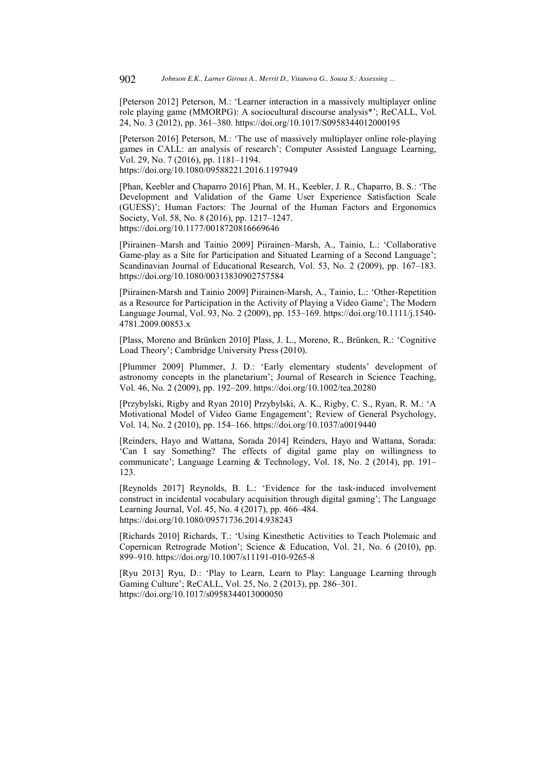[Peterson 2012] Peterson, M.: 'Learner interaction in a massively multiplayer online role playing game (MMORPG): A sociocultural discourse analysis*'; ReCALL, Vol. 24, No. 3 (2012), pp. 361–380. https://doi.org/10.1017/S0958344012000195

[Peterson 2016] Peterson, M.: 'The use of massively multiplayer online role-playing games in CALL: an analysis of research'; Computer Assisted Language Learning, Vol. 29, No. 7 (2016), pp. 1181–1194. https://doi.org/10.1080/09588221.2016.1197949

[Phan, Keebler and Chaparro 2016] Phan, M. H., Keebler, J. R., Chaparro, B. S.: 'The Development and Validation of the Game User Experience Satisfaction Scale (GUESS)'; Human Factors: The Journal of the Human Factors and Ergonomics Society, Vol. 58, No. 8 (2016), pp. 1217–1247. https://doi.org/10.1177/0018720816669646

[Piirainen–Marsh and Tainio 2009] Piirainen–Marsh, A., Tainio, L.: 'Collaborative Game-play as a Site for Participation and Situated Learning of a Second Language'; Scandinavian Journal of Educational Research, Vol. 53, No. 2 (2009), pp. 167–183. https://doi.org/10.1080/00313830902757584

[Piirainen-Marsh and Tainio 2009] Piirainen-Marsh, A., Tainio, L.: 'Other-Repetition as a Resource for Participation in the Activity of Playing a Video Game'; The Modern Language Journal, Vol. 93, No. 2 (2009), pp. 153–169. https://doi.org/10.1111/j.1540-4781.2009.00853.x

[Plass, Moreno and Brünken 2010] Plass, J. L., Moreno, R., Brünken, R.: 'Cognitive Load Theory'; Cambridge University Press (2010).

[Plummer 2009] Plummer, J. D.: 'Early elementary students' development of astronomy concepts in the planetarium'; Journal of Research in Science Teaching, Vol. 46, No. 2 (2009), pp. 192–209. https://doi.org/10.1002/tea.20280

[Przybylski, Rigby and Ryan 2010] Przybylski, A. K., Rigby, C. S., Ryan, R. M.: 'A Motivational Model of Video Game Engagement'; Review of General Psychology, Vol. 14, No. 2 (2010), pp. 154–166. https://doi.org/10.1037/a0019440

[Reinders, Hayo and Wattana, Sorada 2014] Reinders, Hayo and Wattana, Sorada: 'Can I say Something? The effects of digital game play on willingness to communicate'; Language Learning & Technology, Vol. 18, No. 2 (2014), pp. 191–123.

[Reynolds 2017] Reynolds, B. L.: 'Evidence for the task-induced involvement construct in incidental vocabulary acquisition through digital gaming'; The Language Learning Journal, Vol. 45, No. 4 (2017), pp. 466–484. https://doi.org/10.1080/09571736.2014.938243

[Richards 2010] Richards, T.: 'Using Kinesthetic Activities to Teach Ptolemaic and Copernican Retrograde Motion'; Science & Education, Vol. 21, No. 6 (2010), pp. 899–910. https://doi.org/10.1007/s11191-010-9265-8

[Ryu 2013] Ryu, D.: 'Play to Learn, Learn to Play: Language Learning through Gaming Culture'; ReCALL, Vol. 25, No. 2 (2013), pp. 286–301. https://doi.org/10.1017/s0958344013000050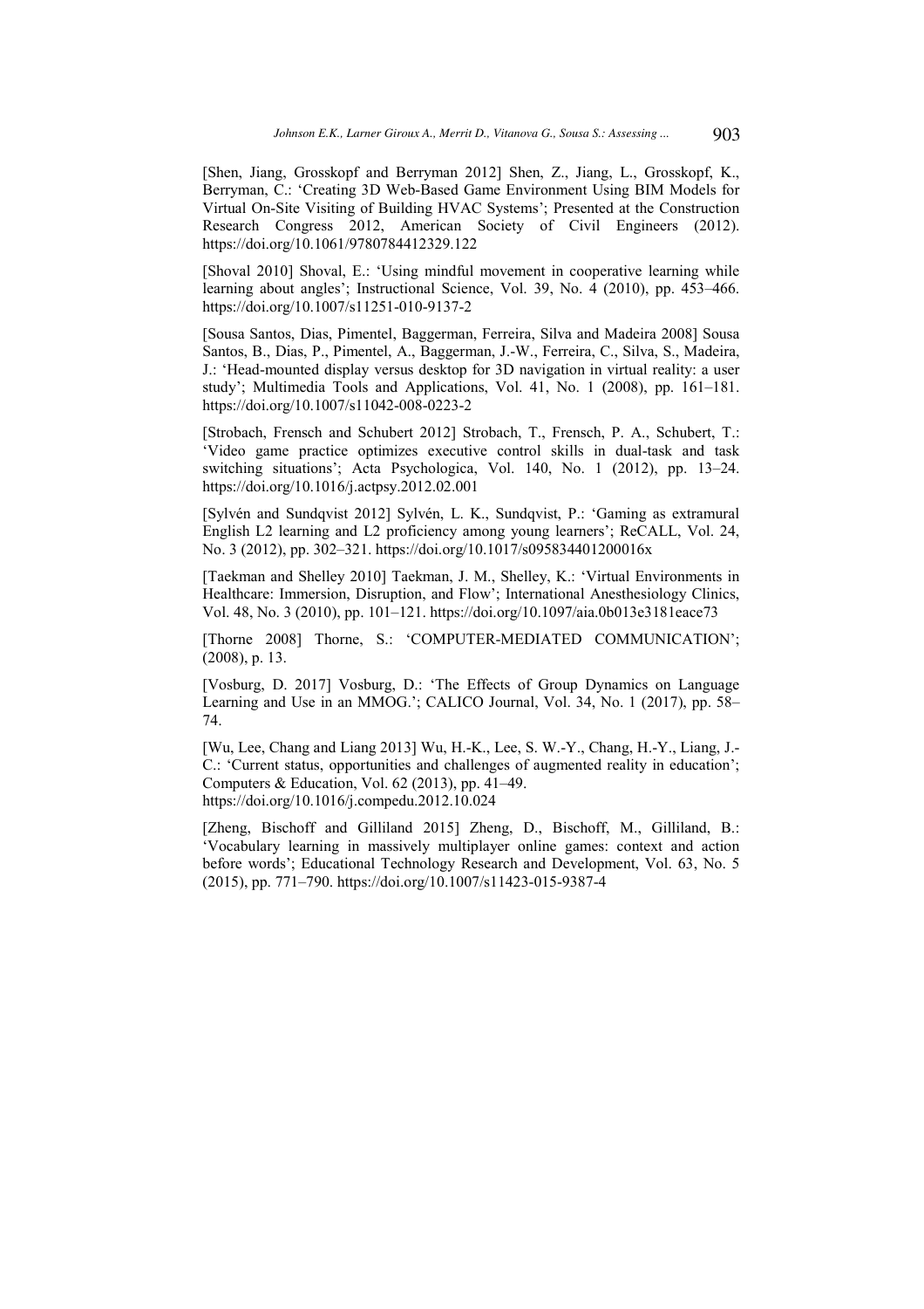[Shen, Jiang, Grosskopf and Berryman 2012] Shen, Z., Jiang, L., Grosskopf, K., Berryman, C.: 'Creating 3D Web-Based Game Environment Using BIM Models for Virtual On-Site Visiting of Building HVAC Systems'; Presented at the Construction Research Congress 2012, American Society of Civil Engineers (2012). https://doi.org/10.1061/9780784412329.122

[Shoval 2010] Shoval, E.: 'Using mindful movement in cooperative learning while learning about angles'; Instructional Science, Vol. 39, No. 4 (2010), pp. 453–466. https://doi.org/10.1007/s11251-010-9137-2

[Sousa Santos, Dias, Pimentel, Baggerman, Ferreira, Silva and Madeira 2008] Sousa Santos, B., Dias, P., Pimentel, A., Baggerman, J.-W., Ferreira, C., Silva, S., Madeira, J.: 'Head-mounted display versus desktop for 3D navigation in virtual reality: a user study'; Multimedia Tools and Applications, Vol. 41, No. 1 (2008), pp. 161–181. https://doi.org/10.1007/s11042-008-0223-2

[Strobach, Frensch and Schubert 2012] Strobach, T., Frensch, P. A., Schubert, T.: 'Video game practice optimizes executive control skills in dual-task and task switching situations'; Acta Psychologica, Vol. 140, No. 1 (2012), pp. 13–24. https://doi.org/10.1016/j.actpsy.2012.02.001

[Sylvén and Sundqvist 2012] Sylvén, L. K., Sundqvist, P.: 'Gaming as extramural English L2 learning and L2 proficiency among young learners'; ReCALL, Vol. 24, No. 3 (2012), pp. 302–321. https://doi.org/10.1017/s095834401200016x

[Taekman and Shelley 2010] Taekman, J. M., Shelley, K.: 'Virtual Environments in Healthcare: Immersion, Disruption, and Flow'; International Anesthesiology Clinics, Vol. 48, No. 3 (2010), pp. 101–121. https://doi.org/10.1097/aia.0b013e3181eace73

[Thorne 2008] Thorne, S.: 'COMPUTER-MEDIATED COMMUNICATION'; (2008), p. 13.

[Vosburg, D. 2017] Vosburg, D.: 'The Effects of Group Dynamics on Language Learning and Use in an MMOG.'; CALICO Journal, Vol. 34, No. 1 (2017), pp. 58–74.

[Wu, Lee, Chang and Liang 2013] Wu, H.-K., Lee, S. W.-Y., Chang, H.-Y., Liang, J.-C.: 'Current status, opportunities and challenges of augmented reality in education'; Computers & Education, Vol. 62 (2013), pp. 41–49. https://doi.org/10.1016/j.compedu.2012.10.024

[Zheng, Bischoff and Gilliland 2015] Zheng, D., Bischoff, M., Gilliland, B.: 'Vocabulary learning in massively multiplayer online games: context and action before words'; Educational Technology Research and Development, Vol. 63, No. 5 (2015), pp. 771–790. https://doi.org/10.1007/s11423-015-9387-4